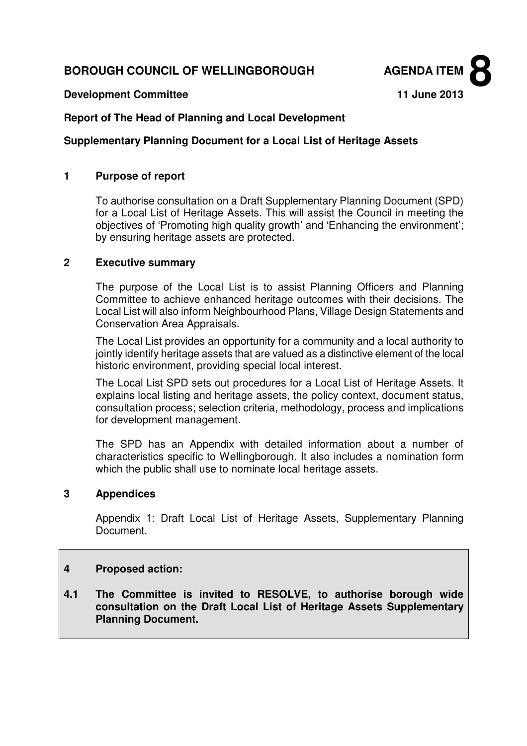**BOROUGH COUNCIL OF WELLINGBOROUGH** **AGENDA ITEM 8**

**Development Committee** **11 June 2013**

**Report of The Head of Planning and Local Development**

**Supplementary Planning Document for a Local List of Heritage Assets**

## 1 Purpose of report

To authorise consultation on a Draft Supplementary Planning Document (SPD) for a Local List of Heritage Assets. This will assist the Council in meeting the objectives of 'Promoting high quality growth' and 'Enhancing the environment'; by ensuring heritage assets are protected.

## 2 Executive summary

The purpose of the Local List is to assist Planning Officers and Planning Committee to achieve enhanced heritage outcomes with their decisions. The Local List will also inform Neighbourhood Plans, Village Design Statements and Conservation Area Appraisals.

The Local List provides an opportunity for a community and a local authority to jointly identify heritage assets that are valued as a distinctive element of the local historic environment, providing special local interest.

The Local List SPD sets out procedures for a Local List of Heritage Assets. It explains local listing and heritage assets, the policy context, document status, consultation process; selection criteria, methodology, process and implications for development management.

The SPD has an Appendix with detailed information about a number of characteristics specific to Wellingborough. It also includes a nomination form which the public shall use to nominate local heritage assets.

## 3 Appendices

Appendix 1: Draft Local List of Heritage Assets, Supplementary Planning Document.

## 4 Proposed action:

**4.1 The Committee is invited to RESOLVE, to authorise borough wide consultation on the Draft Local List of Heritage Assets Supplementary Planning Document.**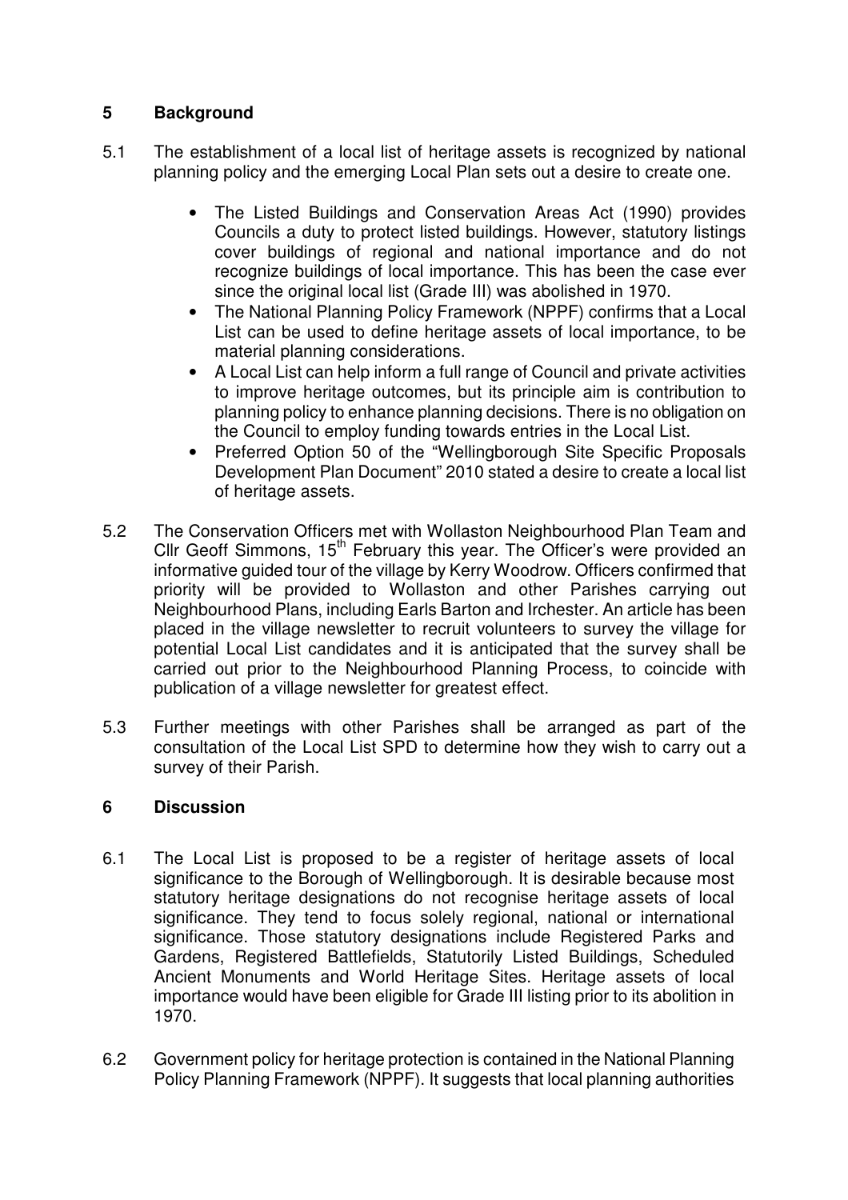## 5 Background

5.1 The establishment of a local list of heritage assets is recognized by national planning policy and the emerging Local Plan sets out a desire to create one.

- The Listed Buildings and Conservation Areas Act (1990) provides Councils a duty to protect listed buildings. However, statutory listings cover buildings of regional and national importance and do not recognize buildings of local importance. This has been the case ever since the original local list (Grade III) was abolished in 1970.
- The National Planning Policy Framework (NPPF) confirms that a Local List can be used to define heritage assets of local importance, to be material planning considerations.
- A Local List can help inform a full range of Council and private activities to improve heritage outcomes, but its principle aim is contribution to planning policy to enhance planning decisions. There is no obligation on the Council to employ funding towards entries in the Local List.
- Preferred Option 50 of the "Wellingborough Site Specific Proposals Development Plan Document" 2010 stated a desire to create a local list of heritage assets.

5.2 The Conservation Officers met with Wollaston Neighbourhood Plan Team and Cllr Geoff Simmons, 15th February this year. The Officer's were provided an informative guided tour of the village by Kerry Woodrow. Officers confirmed that priority will be provided to Wollaston and other Parishes carrying out Neighbourhood Plans, including Earls Barton and Irchester. An article has been placed in the village newsletter to recruit volunteers to survey the village for potential Local List candidates and it is anticipated that the survey shall be carried out prior to the Neighbourhood Planning Process, to coincide with publication of a village newsletter for greatest effect.

5.3 Further meetings with other Parishes shall be arranged as part of the consultation of the Local List SPD to determine how they wish to carry out a survey of their Parish.

## 6 Discussion

6.1 The Local List is proposed to be a register of heritage assets of local significance to the Borough of Wellingborough. It is desirable because most statutory heritage designations do not recognise heritage assets of local significance. They tend to focus solely regional, national or international significance. Those statutory designations include Registered Parks and Gardens, Registered Battlefields, Statutorily Listed Buildings, Scheduled Ancient Monuments and World Heritage Sites. Heritage assets of local importance would have been eligible for Grade III listing prior to its abolition in 1970.

6.2 Government policy for heritage protection is contained in the National Planning Policy Planning Framework (NPPF). It suggests that local planning authorities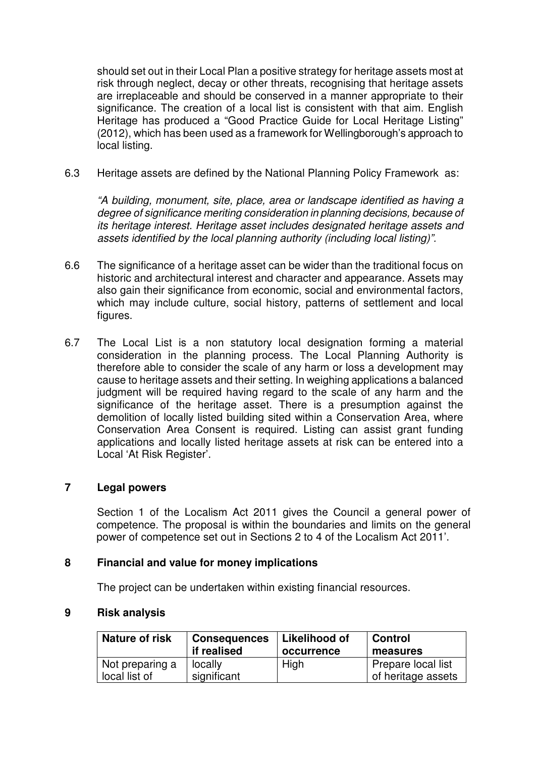should set out in their Local Plan a positive strategy for heritage assets most at risk through neglect, decay or other threats, recognising that heritage assets are irreplaceable and should be conserved in a manner appropriate to their significance. The creation of a local list is consistent with that aim. English Heritage has produced a "Good Practice Guide for Local Heritage Listing" (2012), which has been used as a framework for Wellingborough's approach to local listing.

6.3 Heritage assets are defined by the National Planning Policy Framework as:

*"A building, monument, site, place, area or landscape identified as having a degree of significance meriting consideration in planning decisions, because of its heritage interest. Heritage asset includes designated heritage assets and assets identified by the local planning authority (including local listing)".*

6.6 The significance of a heritage asset can be wider than the traditional focus on historic and architectural interest and character and appearance. Assets may also gain their significance from economic, social and environmental factors, which may include culture, social history, patterns of settlement and local figures.

6.7 The Local List is a non statutory local designation forming a material consideration in the planning process. The Local Planning Authority is therefore able to consider the scale of any harm or loss a development may cause to heritage assets and their setting. In weighing applications a balanced judgment will be required having regard to the scale of any harm and the significance of the heritage asset. There is a presumption against the demolition of locally listed building sited within a Conservation Area, where Conservation Area Consent is required. Listing can assist grant funding applications and locally listed heritage assets at risk can be entered into a Local 'At Risk Register'.

## 7 Legal powers

Section 1 of the Localism Act 2011 gives the Council a general power of competence. The proposal is within the boundaries and limits on the general power of competence set out in Sections 2 to 4 of the Localism Act 2011'.

## 8 Financial and value for money implications

The project can be undertaken within existing financial resources.

## 9 Risk analysis

| Nature of risk | Consequences if realised | Likelihood of occurrence | Control measures |
|---|---|---|---|
| Not preparing a local list of | locally significant | High | Prepare local list of heritage assets |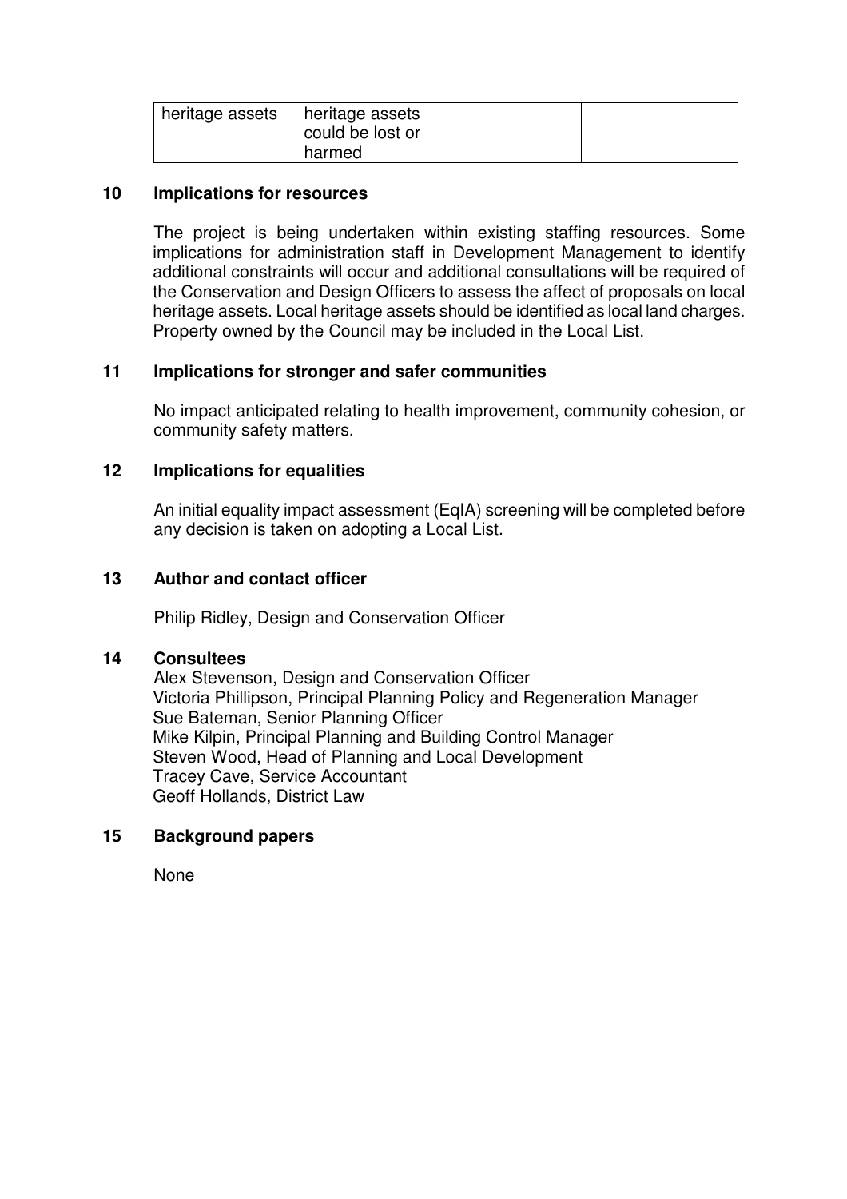| heritage assets | heritage assets could be lost or harmed | | |
|---|---|---|---|

## 10 Implications for resources

The project is being undertaken within existing staffing resources. Some implications for administration staff in Development Management to identify additional constraints will occur and additional consultations will be required of the Conservation and Design Officers to assess the affect of proposals on local heritage assets. Local heritage assets should be identified as local land charges. Property owned by the Council may be included in the Local List.

## 11 Implications for stronger and safer communities

No impact anticipated relating to health improvement, community cohesion, or community safety matters.

## 12 Implications for equalities

An initial equality impact assessment (EqIA) screening will be completed before any decision is taken on adopting a Local List.

## 13 Author and contact officer

Philip Ridley, Design and Conservation Officer

## 14 Consultees

Alex Stevenson, Design and Conservation Officer
Victoria Phillipson, Principal Planning Policy and Regeneration Manager
Sue Bateman, Senior Planning Officer
Mike Kilpin, Principal Planning and Building Control Manager
Steven Wood, Head of Planning and Local Development
Tracey Cave, Service Accountant
Geoff Hollands, District Law

## 15 Background papers

None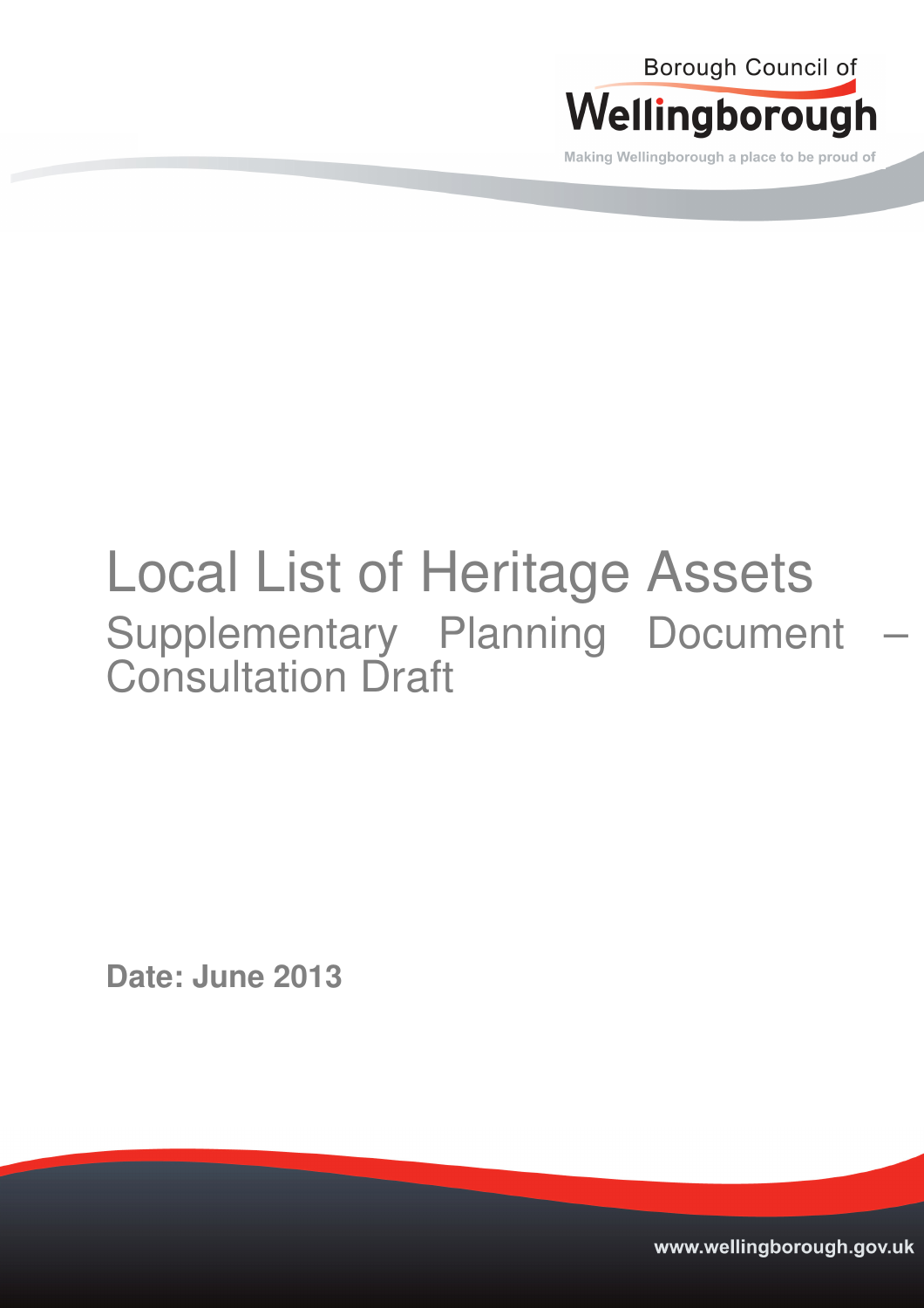Borough Council of

Wellingborough

Making Wellingborough a place to be proud of

# Local List of Heritage Assets

## Supplementary Planning Document – Consultation Draft

**Date: June 2013**

www.wellingborough.gov.uk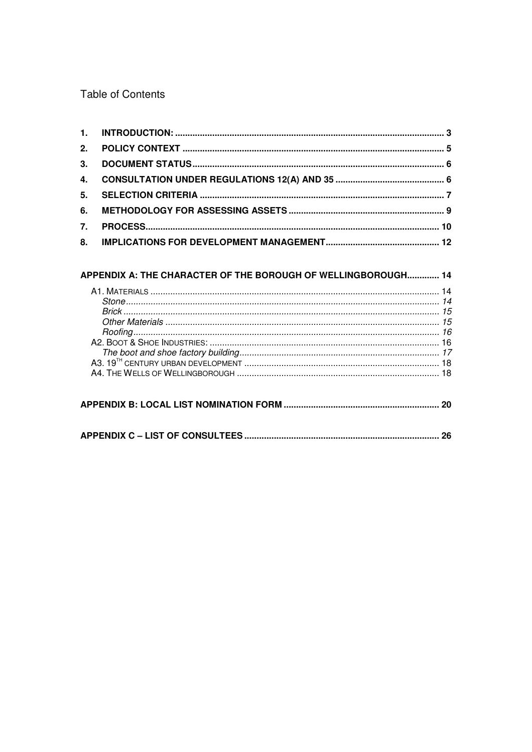Table of Contents

1. **INTRODUCTION:** ........................................................................................................ 3
2. **POLICY CONTEXT** ..................................................................................................... 5
3. **DOCUMENT STATUS** ................................................................................................. 6
4. **CONSULTATION UNDER REGULATIONS 12(A) AND 35** ........................................... 6
5. **SELECTION CRITERIA** ............................................................................................... 7
6. **METHODOLOGY FOR ASSESSING ASSETS** ............................................................. 9
7. **PROCESS** ................................................................................................................... 10
8. **IMPLICATIONS FOR DEVELOPMENT MANAGEMENT** ............................................ 12

**APPENDIX A: THE CHARACTER OF THE BOROUGH OF WELLINGBOROUGH** ............. 14

- A1. MATERIALS ................................................................................................................ 14
  - *Stone* ......................................................................................................................... 14
  - *Brick* .......................................................................................................................... 15
  - *Other Materials* ......................................................................................................... 15
  - *Roofing* ..................................................................................................................... 16
- A2. BOOT & SHOE INDUSTRIES: ..................................................................................... 16
  - *The boot and shoe factory building* ........................................................................... 17
- A3. 19TH CENTURY URBAN DEVELOPMENT ................................................................... 18
- A4. THE WELLS OF WELLINGBOROUGH ....................................................................... 18

**APPENDIX B: LOCAL LIST NOMINATION FORM** ............................................................ 20

**APPENDIX C – LIST OF CONSULTEES** ........................................................................... 26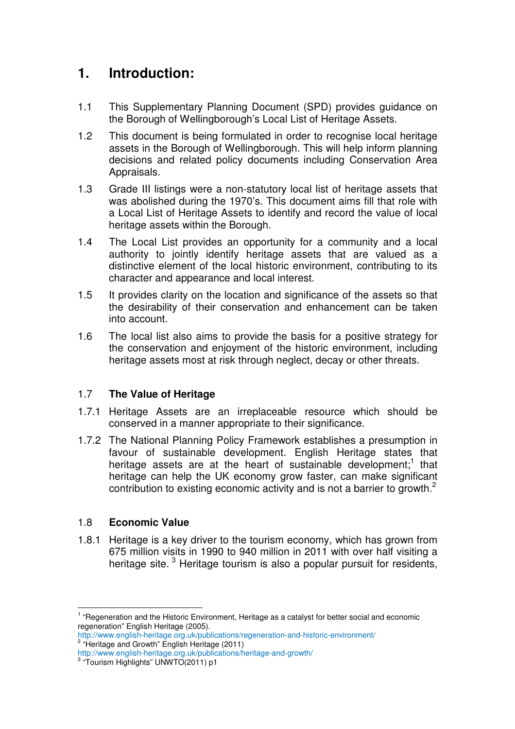# 1. Introduction:

1.1 This Supplementary Planning Document (SPD) provides guidance on the Borough of Wellingborough's Local List of Heritage Assets.

1.2 This document is being formulated in order to recognise local heritage assets in the Borough of Wellingborough. This will help inform planning decisions and related policy documents including Conservation Area Appraisals.

1.3 Grade III listings were a non-statutory local list of heritage assets that was abolished during the 1970's. This document aims fill that role with a Local List of Heritage Assets to identify and record the value of local heritage assets within the Borough.

1.4 The Local List provides an opportunity for a community and a local authority to jointly identify heritage assets that are valued as a distinctive element of the local historic environment, contributing to its character and appearance and local interest.

1.5 It provides clarity on the location and significance of the assets so that the desirability of their conservation and enhancement can be taken into account.

1.6 The local list also aims to provide the basis for a positive strategy for the conservation and enjoyment of the historic environment, including heritage assets most at risk through neglect, decay or other threats.

## 1.7 The Value of Heritage

1.7.1 Heritage Assets are an irreplaceable resource which should be conserved in a manner appropriate to their significance.

1.7.2 The National Planning Policy Framework establishes a presumption in favour of sustainable development. English Heritage states that heritage assets are at the heart of sustainable development;[1] that heritage can help the UK economy grow faster, can make significant contribution to existing economic activity and is not a barrier to growth.[2]

## 1.8 Economic Value

1.8.1 Heritage is a key driver to the tourism economy, which has grown from 675 million visits in 1990 to 940 million in 2011 with over half visiting a heritage site. [3] Heritage tourism is also a popular pursuit for residents,

---

[1] "Regeneration and the Historic Environment, Heritage as a catalyst for better social and economic regeneration" English Heritage (2005).
http://www.english-heritage.org.uk/publications/regeneration-and-historic-environment/

[2] "Heritage and Growth" English Heritage (2011)
http://www.english-heritage.org.uk/publications/heritage-and-growth/

[3] "Tourism Highlights" UNWTO(2011) p1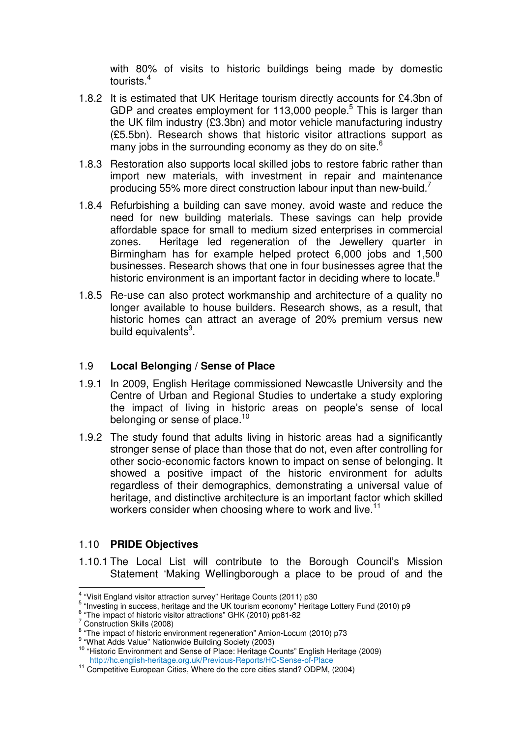with 80% of visits to historic buildings being made by domestic tourists.[4]

1.8.2 It is estimated that UK Heritage tourism directly accounts for £4.3bn of GDP and creates employment for 113,000 people.[5] This is larger than the UK film industry (£3.3bn) and motor vehicle manufacturing industry (£5.5bn). Research shows that historic visitor attractions support as many jobs in the surrounding economy as they do on site.[6]

1.8.3 Restoration also supports local skilled jobs to restore fabric rather than import new materials, with investment in repair and maintenance producing 55% more direct construction labour input than new-build.[7]

1.8.4 Refurbishing a building can save money, avoid waste and reduce the need for new building materials. These savings can help provide affordable space for small to medium sized enterprises in commercial zones. Heritage led regeneration of the Jewellery quarter in Birmingham has for example helped protect 6,000 jobs and 1,500 businesses. Research shows that one in four businesses agree that the historic environment is an important factor in deciding where to locate.[8]

1.8.5 Re-use can also protect workmanship and architecture of a quality no longer available to house builders. Research shows, as a result, that historic homes can attract an average of 20% premium versus new build equivalents[9].

## 1.9 Local Belonging / Sense of Place

1.9.1 In 2009, English Heritage commissioned Newcastle University and the Centre of Urban and Regional Studies to undertake a study exploring the impact of living in historic areas on people's sense of local belonging or sense of place.[10]

1.9.2 The study found that adults living in historic areas had a significantly stronger sense of place than those that do not, even after controlling for other socio-economic factors known to impact on sense of belonging. It showed a positive impact of the historic environment for adults regardless of their demographics, demonstrating a universal value of heritage, and distinctive architecture is an important factor which skilled workers consider when choosing where to work and live.[11]

## 1.10 PRIDE Objectives

1.10.1 The Local List will contribute to the Borough Council's Mission Statement 'Making Wellingborough a place to be proud of and the

---

[4] "Visit England visitor attraction survey" Heritage Counts (2011) p30

[5] "Investing in success, heritage and the UK tourism economy" Heritage Lottery Fund (2010) p9

[6] "The impact of historic visitor attractions" GHK (2010) pp81-82

[7] Construction Skills (2008)

[8] "The impact of historic environment regeneration" Amion-Locum (2010) p73

[9] "What Adds Value" Nationwide Building Society (2003)

[10] "Historic Environment and Sense of Place: Heritage Counts" English Heritage (2009) http://hc.english-heritage.org.uk/Previous-Reports/HC-Sense-of-Place

[11] Competitive European Cities, Where do the core cities stand? ODPM, (2004)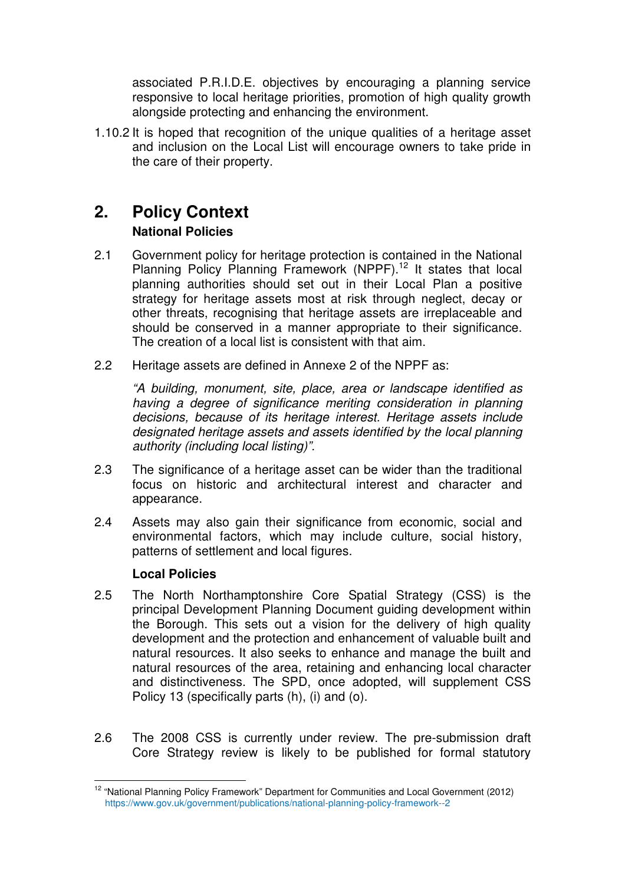associated P.R.I.D.E. objectives by encouraging a planning service responsive to local heritage priorities, promotion of high quality growth alongside protecting and enhancing the environment.

1.10.2 It is hoped that recognition of the unique qualities of a heritage asset and inclusion on the Local List will encourage owners to take pride in the care of their property.

# 2. Policy Context

### National Policies

2.1 Government policy for heritage protection is contained in the National Planning Policy Planning Framework (NPPF).[12] It states that local planning authorities should set out in their Local Plan a positive strategy for heritage assets most at risk through neglect, decay or other threats, recognising that heritage assets are irreplaceable and should be conserved in a manner appropriate to their significance. The creation of a local list is consistent with that aim.

2.2 Heritage assets are defined in Annexe 2 of the NPPF as:

*"A building, monument, site, place, area or landscape identified as having a degree of significance meriting consideration in planning decisions, because of its heritage interest. Heritage assets include designated heritage assets and assets identified by the local planning authority (including local listing)".*

2.3 The significance of a heritage asset can be wider than the traditional focus on historic and architectural interest and character and appearance.

2.4 Assets may also gain their significance from economic, social and environmental factors, which may include culture, social history, patterns of settlement and local figures.

### Local Policies

2.5 The North Northamptonshire Core Spatial Strategy (CSS) is the principal Development Planning Document guiding development within the Borough. This sets out a vision for the delivery of high quality development and the protection and enhancement of valuable built and natural resources. It also seeks to enhance and manage the built and natural resources of the area, retaining and enhancing local character and distinctiveness. The SPD, once adopted, will supplement CSS Policy 13 (specifically parts (h), (i) and (o).

2.6 The 2008 CSS is currently under review. The pre-submission draft Core Strategy review is likely to be published for formal statutory

---

[12] "National Planning Policy Framework" Department for Communities and Local Government (2012) https://www.gov.uk/government/publications/national-planning-policy-framework--2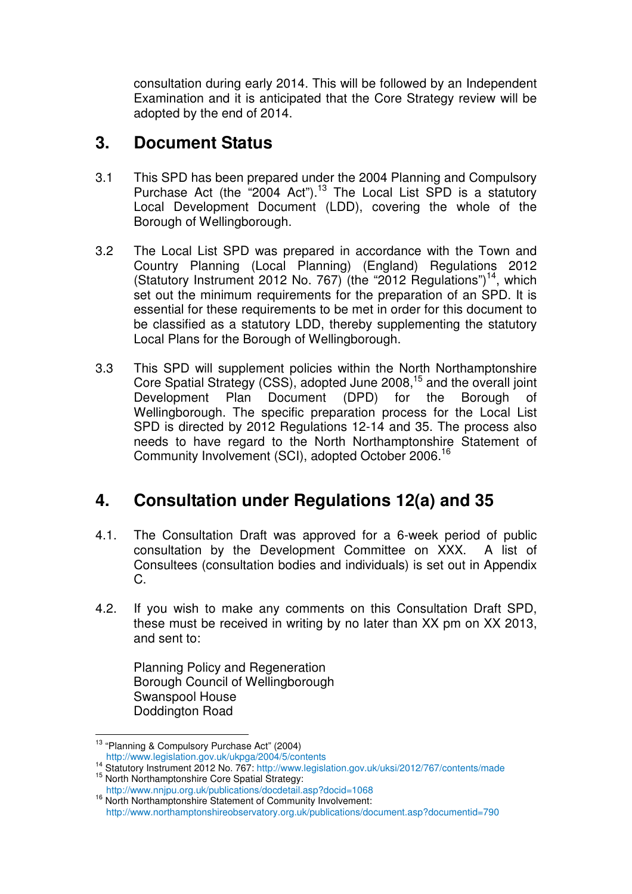consultation during early 2014. This will be followed by an Independent Examination and it is anticipated that the Core Strategy review will be adopted by the end of 2014.

## 3. Document Status

3.1 This SPD has been prepared under the 2004 Planning and Compulsory Purchase Act (the "2004 Act").[13] The Local List SPD is a statutory Local Development Document (LDD), covering the whole of the Borough of Wellingborough.

3.2 The Local List SPD was prepared in accordance with the Town and Country Planning (Local Planning) (England) Regulations 2012 (Statutory Instrument 2012 No. 767) (the "2012 Regulations")[14], which set out the minimum requirements for the preparation of an SPD. It is essential for these requirements to be met in order for this document to be classified as a statutory LDD, thereby supplementing the statutory Local Plans for the Borough of Wellingborough.

3.3 This SPD will supplement policies within the North Northamptonshire Core Spatial Strategy (CSS), adopted June 2008,[15] and the overall joint Development Plan Document (DPD) for the Borough of Wellingborough. The specific preparation process for the Local List SPD is directed by 2012 Regulations 12-14 and 35. The process also needs to have regard to the North Northamptonshire Statement of Community Involvement (SCI), adopted October 2006.[16]

## 4. Consultation under Regulations 12(a) and 35

4.1. The Consultation Draft was approved for a 6-week period of public consultation by the Development Committee on XXX. A list of Consultees (consultation bodies and individuals) is set out in Appendix C.

4.2. If you wish to make any comments on this Consultation Draft SPD, these must be received in writing by no later than XX pm on XX 2013, and sent to:

Planning Policy and Regeneration
Borough Council of Wellingborough
Swanspool House
Doddington Road

---

[13] "Planning & Compulsory Purchase Act" (2004) http://www.legislation.gov.uk/ukpga/2004/5/contents

[14] Statutory Instrument 2012 No. 767: http://www.legislation.gov.uk/uksi/2012/767/contents/made

[15] North Northamptonshire Core Spatial Strategy: http://www.nnjpu.org.uk/publications/docdetail.asp?docid=1068

[16] North Northamptonshire Statement of Community Involvement: http://www.northamptonshireobservatory.org.uk/publications/document.asp?documentid=790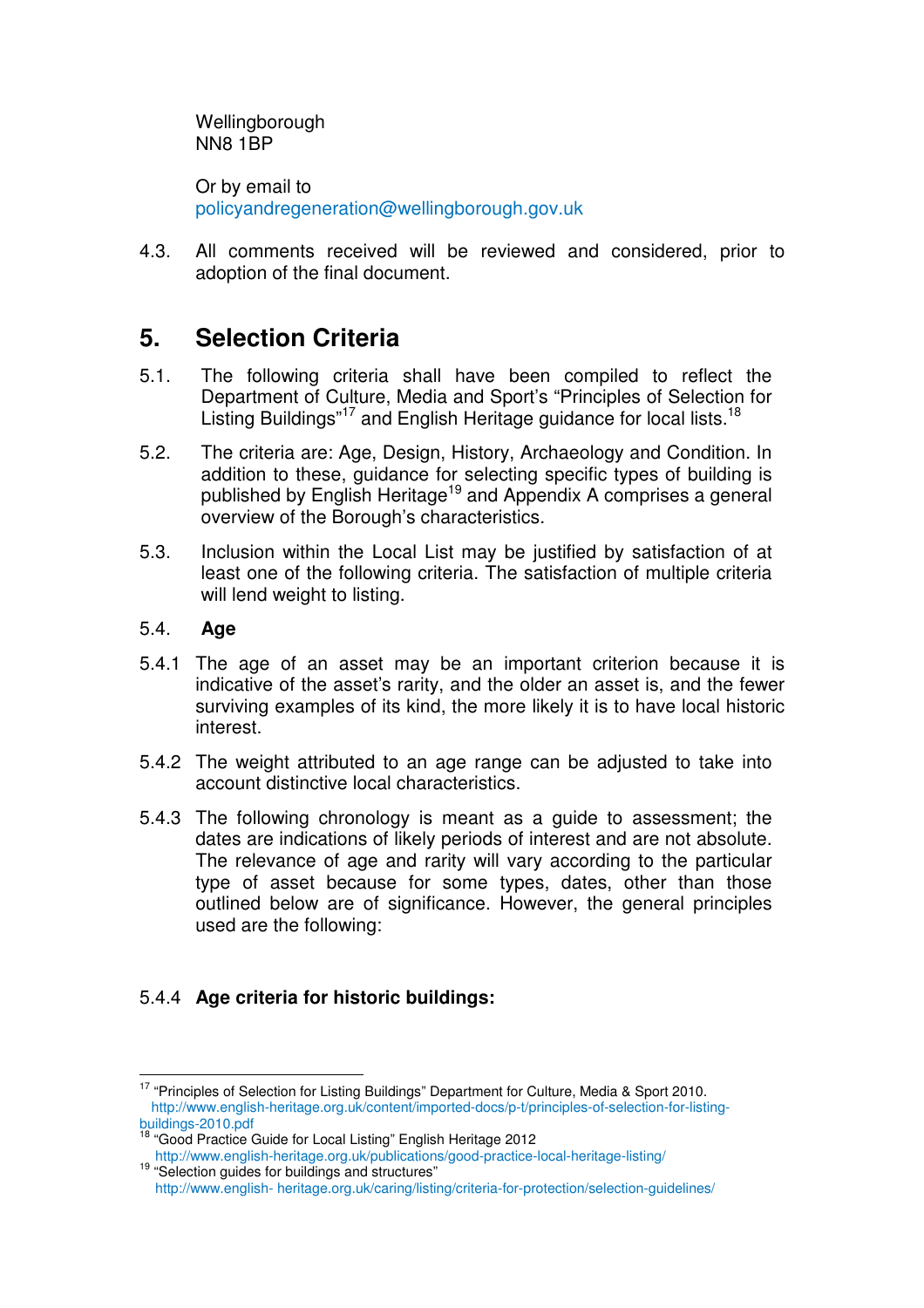Wellingborough
NN8 1BP

Or by email to
policyandregeneration@wellingborough.gov.uk

4.3. All comments received will be reviewed and considered, prior to adoption of the final document.

## 5. Selection Criteria

5.1. The following criteria shall have been compiled to reflect the Department of Culture, Media and Sport's "Principles of Selection for Listing Buildings"[17] and English Heritage guidance for local lists.[18]

5.2. The criteria are: Age, Design, History, Archaeology and Condition. In addition to these, guidance for selecting specific types of building is published by English Heritage[19] and Appendix A comprises a general overview of the Borough's characteristics.

5.3. Inclusion within the Local List may be justified by satisfaction of at least one of the following criteria. The satisfaction of multiple criteria will lend weight to listing.

5.4. **Age**

5.4.1 The age of an asset may be an important criterion because it is indicative of the asset's rarity, and the older an asset is, and the fewer surviving examples of its kind, the more likely it is to have local historic interest.

5.4.2 The weight attributed to an age range can be adjusted to take into account distinctive local characteristics.

5.4.3 The following chronology is meant as a guide to assessment; the dates are indications of likely periods of interest and are not absolute. The relevance of age and rarity will vary according to the particular type of asset because for some types, dates, other than those outlined below are of significance. However, the general principles used are the following:

5.4.4 **Age criteria for historic buildings:**

---

[17] "Principles of Selection for Listing Buildings" Department for Culture, Media & Sport 2010. http://www.english-heritage.org.uk/content/imported-docs/p-t/principles-of-selection-for-listing-buildings-2010.pdf

[18] "Good Practice Guide for Local Listing" English Heritage 2012 http://www.english-heritage.org.uk/publications/good-practice-local-heritage-listing/

[19] "Selection guides for buildings and structures" http://www.english- heritage.org.uk/caring/listing/criteria-for-protection/selection-guidelines/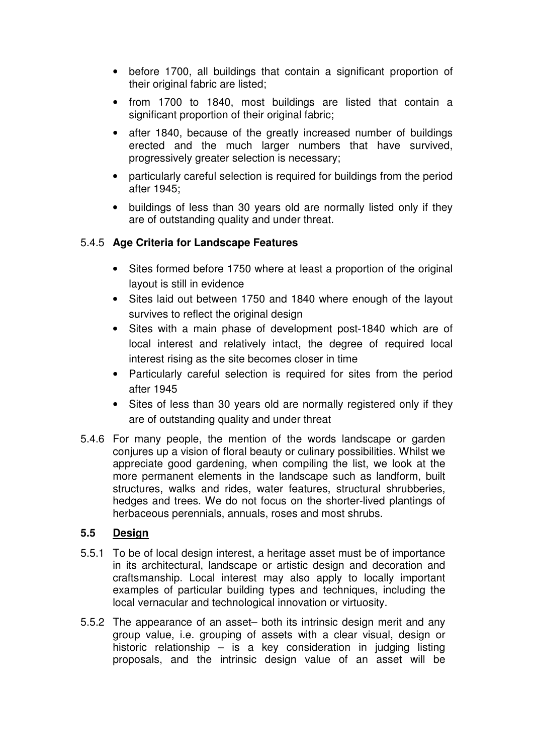- before 1700, all buildings that contain a significant proportion of their original fabric are listed;
- from 1700 to 1840, most buildings are listed that contain a significant proportion of their original fabric;
- after 1840, because of the greatly increased number of buildings erected and the much larger numbers that have survived, progressively greater selection is necessary;
- particularly careful selection is required for buildings from the period after 1945;
- buildings of less than 30 years old are normally listed only if they are of outstanding quality and under threat.

5.4.5 **Age Criteria for Landscape Features**

- Sites formed before 1750 where at least a proportion of the original layout is still in evidence
- Sites laid out between 1750 and 1840 where enough of the layout survives to reflect the original design
- Sites with a main phase of development post-1840 which are of local interest and relatively intact, the degree of required local interest rising as the site becomes closer in time
- Particularly careful selection is required for sites from the period after 1945
- Sites of less than 30 years old are normally registered only if they are of outstanding quality and under threat

5.4.6 For many people, the mention of the words landscape or garden conjures up a vision of floral beauty or culinary possibilities. Whilst we appreciate good gardening, when compiling the list, we look at the more permanent elements in the landscape such as landform, built structures, walks and rides, water features, structural shrubberies, hedges and trees. We do not focus on the shorter-lived plantings of herbaceous perennials, annuals, roses and most shrubs.

### 5.5 <u>Design</u>

5.5.1 To be of local design interest, a heritage asset must be of importance in its architectural, landscape or artistic design and decoration and craftsmanship. Local interest may also apply to locally important examples of particular building types and techniques, including the local vernacular and technological innovation or virtuosity.

5.5.2 The appearance of an asset– both its intrinsic design merit and any group value, i.e. grouping of assets with a clear visual, design or historic relationship – is a key consideration in judging listing proposals, and the intrinsic design value of an asset will be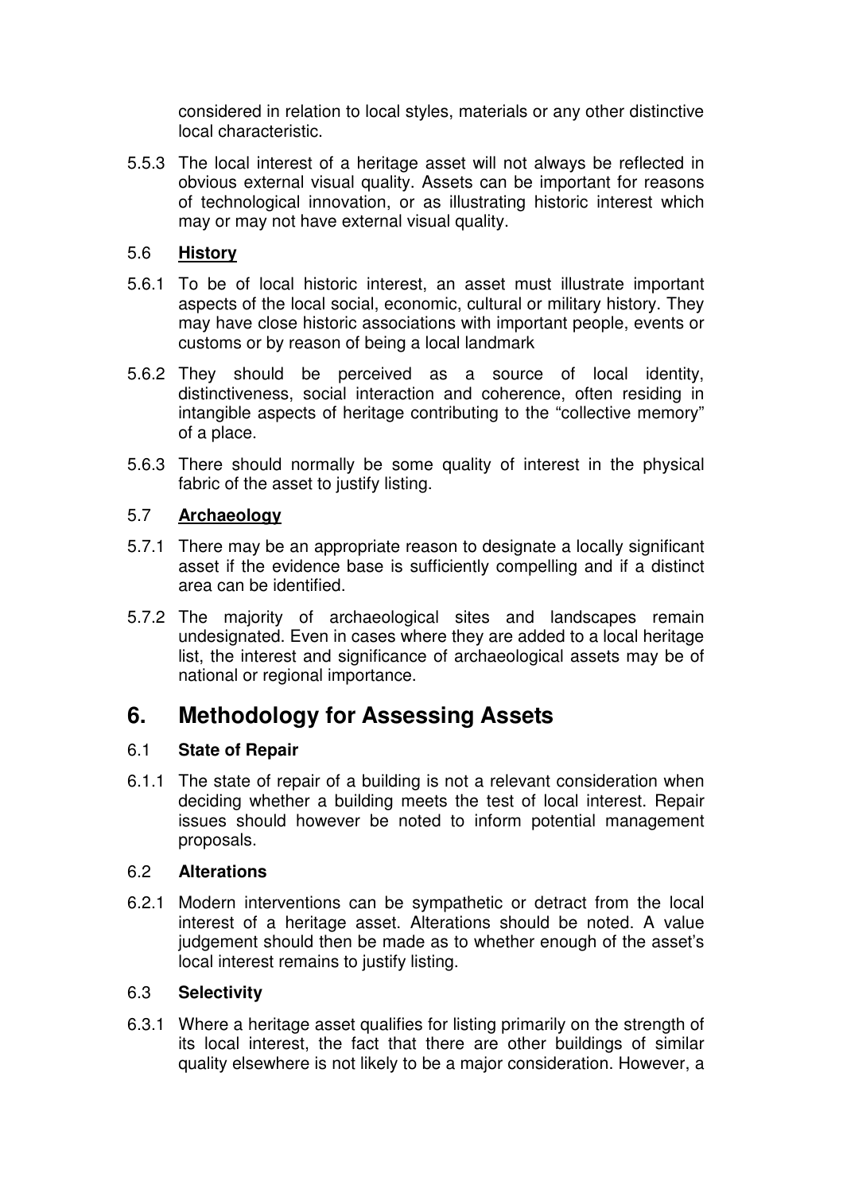considered in relation to local styles, materials or any other distinctive local characteristic.

5.5.3 The local interest of a heritage asset will not always be reflected in obvious external visual quality. Assets can be important for reasons of technological innovation, or as illustrating historic interest which may or may not have external visual quality.

### 5.6 History

5.6.1 To be of local historic interest, an asset must illustrate important aspects of the local social, economic, cultural or military history. They may have close historic associations with important people, events or customs or by reason of being a local landmark

5.6.2 They should be perceived as a source of local identity, distinctiveness, social interaction and coherence, often residing in intangible aspects of heritage contributing to the "collective memory" of a place.

5.6.3 There should normally be some quality of interest in the physical fabric of the asset to justify listing.

### 5.7 Archaeology

5.7.1 There may be an appropriate reason to designate a locally significant asset if the evidence base is sufficiently compelling and if a distinct area can be identified.

5.7.2 The majority of archaeological sites and landscapes remain undesignated. Even in cases where they are added to a local heritage list, the interest and significance of archaeological assets may be of national or regional importance.

## 6. Methodology for Assessing Assets

### 6.1 State of Repair

6.1.1 The state of repair of a building is not a relevant consideration when deciding whether a building meets the test of local interest. Repair issues should however be noted to inform potential management proposals.

### 6.2 Alterations

6.2.1 Modern interventions can be sympathetic or detract from the local interest of a heritage asset. Alterations should be noted. A value judgement should then be made as to whether enough of the asset's local interest remains to justify listing.

### 6.3 Selectivity

6.3.1 Where a heritage asset qualifies for listing primarily on the strength of its local interest, the fact that there are other buildings of similar quality elsewhere is not likely to be a major consideration. However, a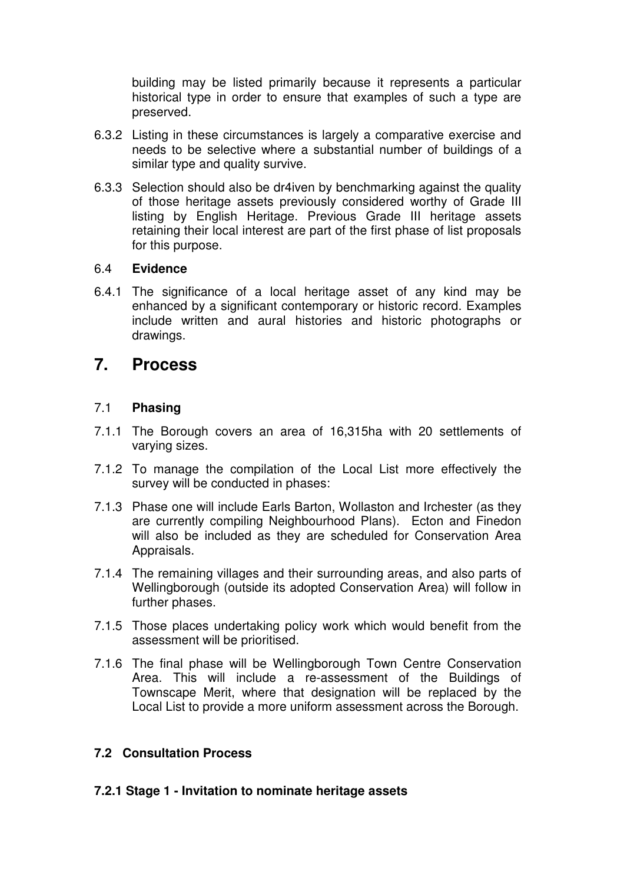building may be listed primarily because it represents a particular historical type in order to ensure that examples of such a type are preserved.

6.3.2 Listing in these circumstances is largely a comparative exercise and needs to be selective where a substantial number of buildings of a similar type and quality survive.

6.3.3 Selection should also be dr4iven by benchmarking against the quality of those heritage assets previously considered worthy of Grade III listing by English Heritage. Previous Grade III heritage assets retaining their local interest are part of the first phase of list proposals for this purpose.

### 6.4 **Evidence**

6.4.1 The significance of a local heritage asset of any kind may be enhanced by a significant contemporary or historic record. Examples include written and aural histories and historic photographs or drawings.

## 7. Process

### 7.1 **Phasing**

7.1.1 The Borough covers an area of 16,315ha with 20 settlements of varying sizes.

7.1.2 To manage the compilation of the Local List more effectively the survey will be conducted in phases:

7.1.3 Phase one will include Earls Barton, Wollaston and Irchester (as they are currently compiling Neighbourhood Plans). Ecton and Finedon will also be included as they are scheduled for Conservation Area Appraisals.

7.1.4 The remaining villages and their surrounding areas, and also parts of Wellingborough (outside its adopted Conservation Area) will follow in further phases.

7.1.5 Those places undertaking policy work which would benefit from the assessment will be prioritised.

7.1.6 The final phase will be Wellingborough Town Centre Conservation Area. This will include a re-assessment of the Buildings of Townscape Merit, where that designation will be replaced by the Local List to provide a more uniform assessment across the Borough.

### 7.2 Consultation Process

#### 7.2.1 Stage 1 - Invitation to nominate heritage assets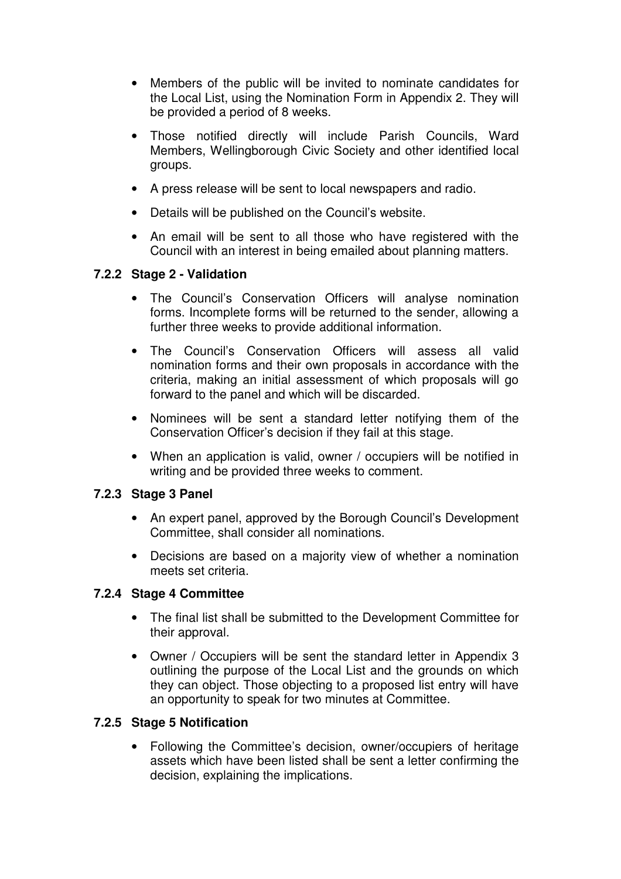- Members of the public will be invited to nominate candidates for the Local List, using the Nomination Form in Appendix 2. They will be provided a period of 8 weeks.
- Those notified directly will include Parish Councils, Ward Members, Wellingborough Civic Society and other identified local groups.
- A press release will be sent to local newspapers and radio.
- Details will be published on the Council's website.
- An email will be sent to all those who have registered with the Council with an interest in being emailed about planning matters.

### 7.2.2 Stage 2 - Validation

- The Council's Conservation Officers will analyse nomination forms. Incomplete forms will be returned to the sender, allowing a further three weeks to provide additional information.
- The Council's Conservation Officers will assess all valid nomination forms and their own proposals in accordance with the criteria, making an initial assessment of which proposals will go forward to the panel and which will be discarded.
- Nominees will be sent a standard letter notifying them of the Conservation Officer's decision if they fail at this stage.
- When an application is valid, owner / occupiers will be notified in writing and be provided three weeks to comment.

### 7.2.3 Stage 3 Panel

- An expert panel, approved by the Borough Council's Development Committee, shall consider all nominations.
- Decisions are based on a majority view of whether a nomination meets set criteria.

### 7.2.4 Stage 4 Committee

- The final list shall be submitted to the Development Committee for their approval.
- Owner / Occupiers will be sent the standard letter in Appendix 3 outlining the purpose of the Local List and the grounds on which they can object. Those objecting to a proposed list entry will have an opportunity to speak for two minutes at Committee.

### 7.2.5 Stage 5 Notification

- Following the Committee's decision, owner/occupiers of heritage assets which have been listed shall be sent a letter confirming the decision, explaining the implications.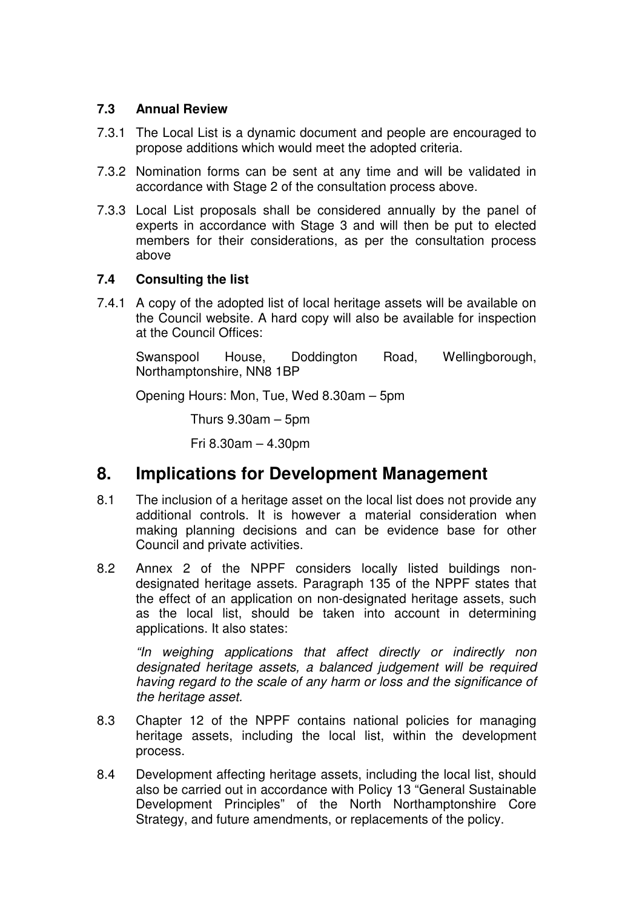### 7.3 Annual Review

7.3.1 The Local List is a dynamic document and people are encouraged to propose additions which would meet the adopted criteria.

7.3.2 Nomination forms can be sent at any time and will be validated in accordance with Stage 2 of the consultation process above.

7.3.3 Local List proposals shall be considered annually by the panel of experts in accordance with Stage 3 and will then be put to elected members for their considerations, as per the consultation process above

### 7.4 Consulting the list

7.4.1 A copy of the adopted list of local heritage assets will be available on the Council website. A hard copy will also be available for inspection at the Council Offices:

Swanspool House, Doddington Road, Wellingborough, Northamptonshire, NN8 1BP

Opening Hours: Mon, Tue, Wed 8.30am – 5pm

Thurs 9.30am – 5pm

Fri 8.30am – 4.30pm

# 8. Implications for Development Management

8.1 The inclusion of a heritage asset on the local list does not provide any additional controls. It is however a material consideration when making planning decisions and can be evidence base for other Council and private activities.

8.2 Annex 2 of the NPPF considers locally listed buildings non-designated heritage assets. Paragraph 135 of the NPPF states that the effect of an application on non-designated heritage assets, such as the local list, should be taken into account in determining applications. It also states:

*"In weighing applications that affect directly or indirectly non designated heritage assets, a balanced judgement will be required having regard to the scale of any harm or loss and the significance of the heritage asset.*

8.3 Chapter 12 of the NPPF contains national policies for managing heritage assets, including the local list, within the development process.

8.4 Development affecting heritage assets, including the local list, should also be carried out in accordance with Policy 13 "General Sustainable Development Principles" of the North Northamptonshire Core Strategy, and future amendments, or replacements of the policy.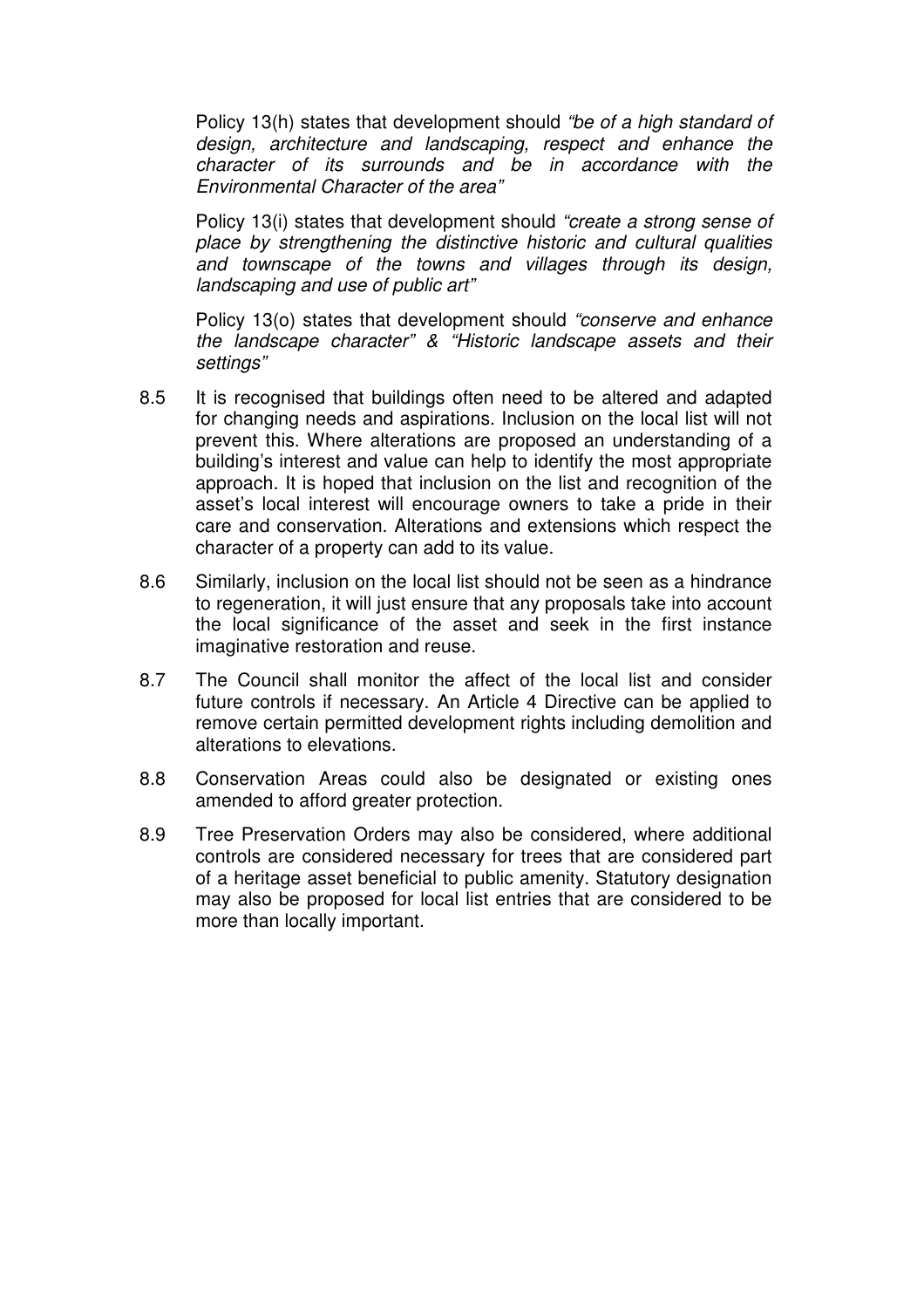Policy 13(h) states that development should *"be of a high standard of design, architecture and landscaping, respect and enhance the character of its surrounds and be in accordance with the Environmental Character of the area"*

Policy 13(i) states that development should *"create a strong sense of place by strengthening the distinctive historic and cultural qualities and townscape of the towns and villages through its design, landscaping and use of public art"*

Policy 13(o) states that development should *"conserve and enhance the landscape character" & "Historic landscape assets and their settings"*

8.5 It is recognised that buildings often need to be altered and adapted for changing needs and aspirations. Inclusion on the local list will not prevent this. Where alterations are proposed an understanding of a building's interest and value can help to identify the most appropriate approach. It is hoped that inclusion on the list and recognition of the asset's local interest will encourage owners to take a pride in their care and conservation. Alterations and extensions which respect the character of a property can add to its value.

8.6 Similarly, inclusion on the local list should not be seen as a hindrance to regeneration, it will just ensure that any proposals take into account the local significance of the asset and seek in the first instance imaginative restoration and reuse.

8.7 The Council shall monitor the affect of the local list and consider future controls if necessary. An Article 4 Directive can be applied to remove certain permitted development rights including demolition and alterations to elevations.

8.8 Conservation Areas could also be designated or existing ones amended to afford greater protection.

8.9 Tree Preservation Orders may also be considered, where additional controls are considered necessary for trees that are considered part of a heritage asset beneficial to public amenity. Statutory designation may also be proposed for local list entries that are considered to be more than locally important.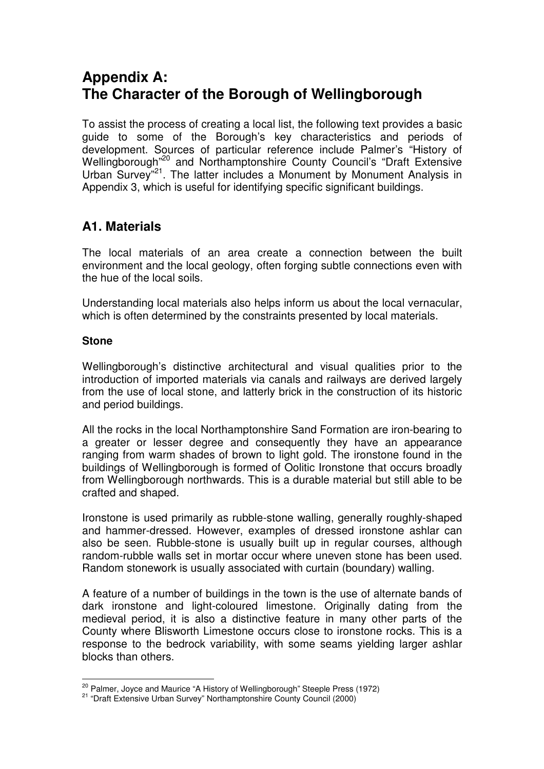# Appendix A: The Character of the Borough of Wellingborough

To assist the process of creating a local list, the following text provides a basic guide to some of the Borough's key characteristics and periods of development. Sources of particular reference include Palmer's "History of Wellingborough"[20] and Northamptonshire County Council's "Draft Extensive Urban Survey"[21]. The latter includes a Monument by Monument Analysis in Appendix 3, which is useful for identifying specific significant buildings.

## A1. Materials

The local materials of an area create a connection between the built environment and the local geology, often forging subtle connections even with the hue of the local soils.

Understanding local materials also helps inform us about the local vernacular, which is often determined by the constraints presented by local materials.

**Stone**

Wellingborough's distinctive architectural and visual qualities prior to the introduction of imported materials via canals and railways are derived largely from the use of local stone, and latterly brick in the construction of its historic and period buildings.

All the rocks in the local Northamptonshire Sand Formation are iron-bearing to a greater or lesser degree and consequently they have an appearance ranging from warm shades of brown to light gold. The ironstone found in the buildings of Wellingborough is formed of Oolitic Ironstone that occurs broadly from Wellingborough northwards. This is a durable material but still able to be crafted and shaped.

Ironstone is used primarily as rubble-stone walling, generally roughly-shaped and hammer-dressed. However, examples of dressed ironstone ashlar can also be seen. Rubble-stone is usually built up in regular courses, although random-rubble walls set in mortar occur where uneven stone has been used. Random stonework is usually associated with curtain (boundary) walling.

A feature of a number of buildings in the town is the use of alternate bands of dark ironstone and light-coloured limestone. Originally dating from the medieval period, it is also a distinctive feature in many other parts of the County where Blisworth Limestone occurs close to ironstone rocks. This is a response to the bedrock variability, with some seams yielding larger ashlar blocks than others.

---

[20] Palmer, Joyce and Maurice "A History of Wellingborough" Steeple Press (1972)

[21] "Draft Extensive Urban Survey" Northamptonshire County Council (2000)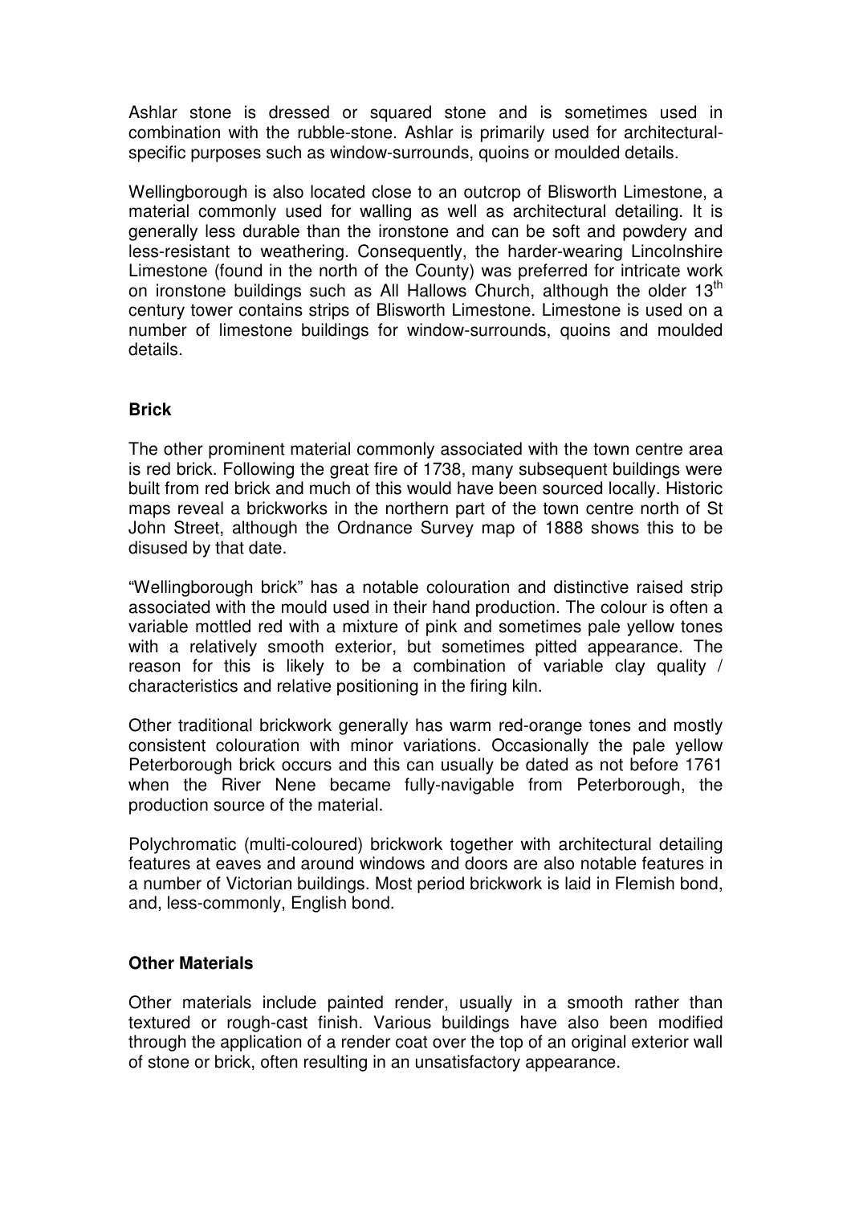Ashlar stone is dressed or squared stone and is sometimes used in combination with the rubble-stone. Ashlar is primarily used for architectural-specific purposes such as window-surrounds, quoins or moulded details.

Wellingborough is also located close to an outcrop of Blisworth Limestone, a material commonly used for walling as well as architectural detailing. It is generally less durable than the ironstone and can be soft and powdery and less-resistant to weathering. Consequently, the harder-wearing Lincolnshire Limestone (found in the north of the County) was preferred for intricate work on ironstone buildings such as All Hallows Church, although the older 13th century tower contains strips of Blisworth Limestone. Limestone is used on a number of limestone buildings for window-surrounds, quoins and moulded details.

**Brick**

The other prominent material commonly associated with the town centre area is red brick. Following the great fire of 1738, many subsequent buildings were built from red brick and much of this would have been sourced locally. Historic maps reveal a brickworks in the northern part of the town centre north of St John Street, although the Ordnance Survey map of 1888 shows this to be disused by that date.

"Wellingborough brick" has a notable colouration and distinctive raised strip associated with the mould used in their hand production. The colour is often a variable mottled red with a mixture of pink and sometimes pale yellow tones with a relatively smooth exterior, but sometimes pitted appearance. The reason for this is likely to be a combination of variable clay quality / characteristics and relative positioning in the firing kiln.

Other traditional brickwork generally has warm red-orange tones and mostly consistent colouration with minor variations. Occasionally the pale yellow Peterborough brick occurs and this can usually be dated as not before 1761 when the River Nene became fully-navigable from Peterborough, the production source of the material.

Polychromatic (multi-coloured) brickwork together with architectural detailing features at eaves and around windows and doors are also notable features in a number of Victorian buildings. Most period brickwork is laid in Flemish bond, and, less-commonly, English bond.

**Other Materials**

Other materials include painted render, usually in a smooth rather than textured or rough-cast finish. Various buildings have also been modified through the application of a render coat over the top of an original exterior wall of stone or brick, often resulting in an unsatisfactory appearance.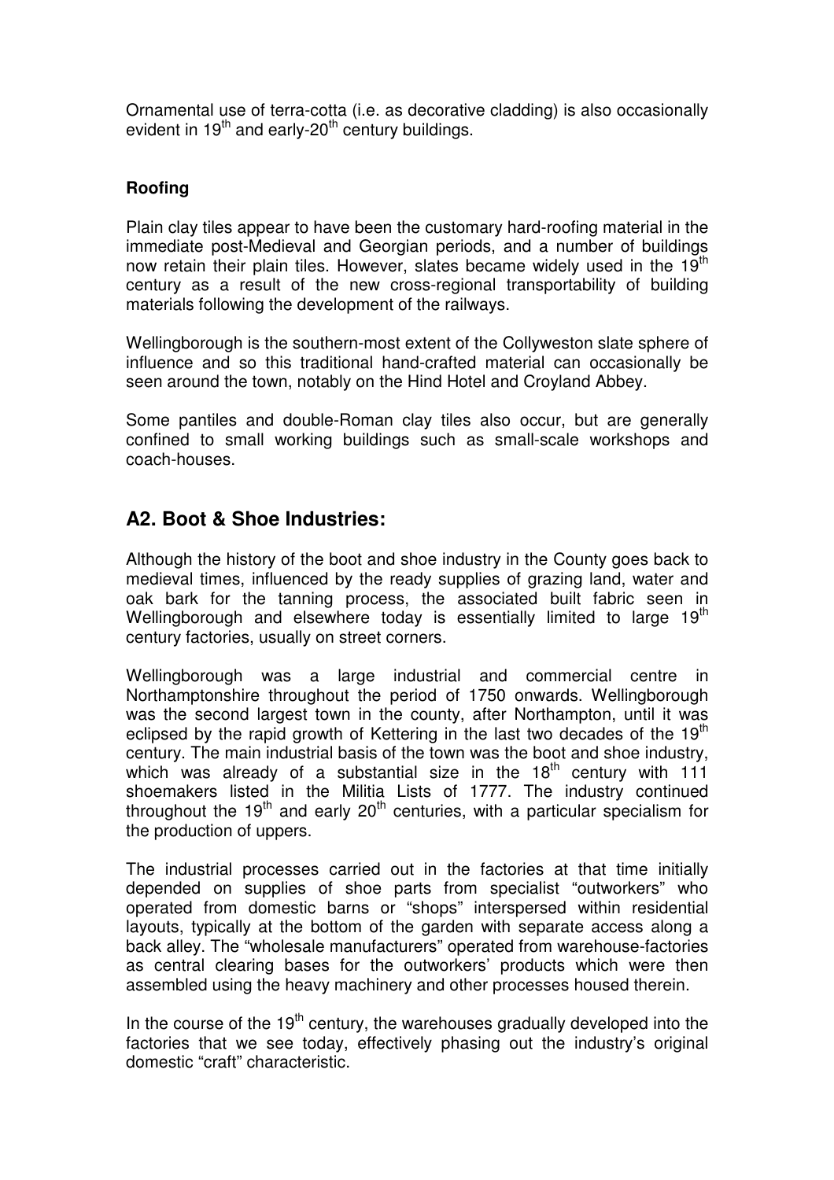Ornamental use of terra-cotta (i.e. as decorative cladding) is also occasionally evident in 19th and early-20th century buildings.

**Roofing**

Plain clay tiles appear to have been the customary hard-roofing material in the immediate post-Medieval and Georgian periods, and a number of buildings now retain their plain tiles. However, slates became widely used in the 19th century as a result of the new cross-regional transportability of building materials following the development of the railways.

Wellingborough is the southern-most extent of the Collyweston slate sphere of influence and so this traditional hand-crafted material can occasionally be seen around the town, notably on the Hind Hotel and Croyland Abbey.

Some pantiles and double-Roman clay tiles also occur, but are generally confined to small working buildings such as small-scale workshops and coach-houses.

## A2. Boot & Shoe Industries:

Although the history of the boot and shoe industry in the County goes back to medieval times, influenced by the ready supplies of grazing land, water and oak bark for the tanning process, the associated built fabric seen in Wellingborough and elsewhere today is essentially limited to large 19th century factories, usually on street corners.

Wellingborough was a large industrial and commercial centre in Northamptonshire throughout the period of 1750 onwards. Wellingborough was the second largest town in the county, after Northampton, until it was eclipsed by the rapid growth of Kettering in the last two decades of the 19th century. The main industrial basis of the town was the boot and shoe industry, which was already of a substantial size in the 18th century with 111 shoemakers listed in the Militia Lists of 1777. The industry continued throughout the 19th and early 20th centuries, with a particular specialism for the production of uppers.

The industrial processes carried out in the factories at that time initially depended on supplies of shoe parts from specialist "outworkers" who operated from domestic barns or "shops" interspersed within residential layouts, typically at the bottom of the garden with separate access along a back alley. The "wholesale manufacturers" operated from warehouse-factories as central clearing bases for the outworkers' products which were then assembled using the heavy machinery and other processes housed therein.

In the course of the 19th century, the warehouses gradually developed into the factories that we see today, effectively phasing out the industry's original domestic "craft" characteristic.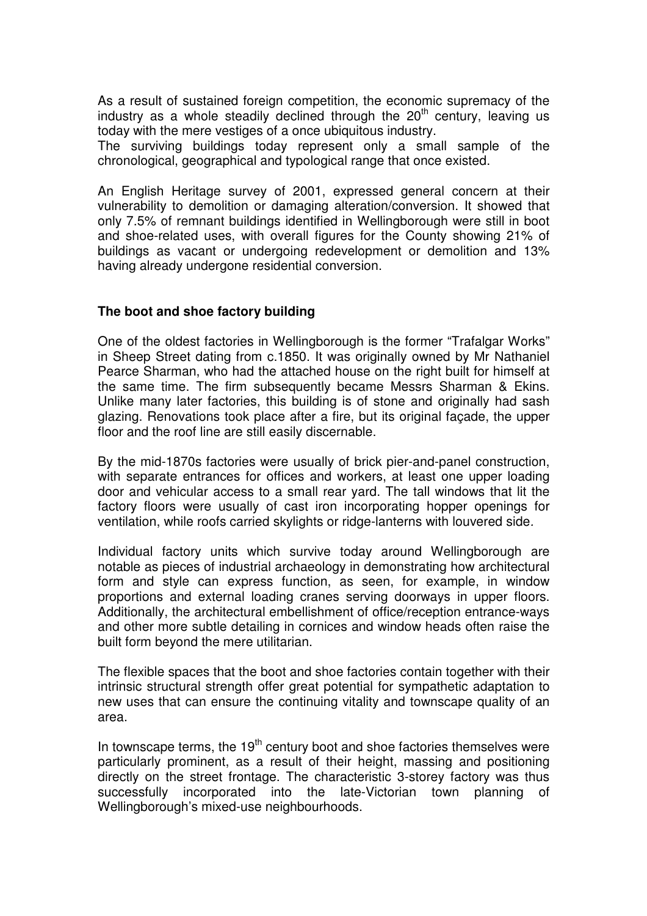As a result of sustained foreign competition, the economic supremacy of the industry as a whole steadily declined through the 20th century, leaving us today with the mere vestiges of a once ubiquitous industry.
The surviving buildings today represent only a small sample of the chronological, geographical and typological range that once existed.

An English Heritage survey of 2001, expressed general concern at their vulnerability to demolition or damaging alteration/conversion. It showed that only 7.5% of remnant buildings identified in Wellingborough were still in boot and shoe-related uses, with overall figures for the County showing 21% of buildings as vacant or undergoing redevelopment or demolition and 13% having already undergone residential conversion.

**The boot and shoe factory building**

One of the oldest factories in Wellingborough is the former "Trafalgar Works" in Sheep Street dating from c.1850. It was originally owned by Mr Nathaniel Pearce Sharman, who had the attached house on the right built for himself at the same time. The firm subsequently became Messrs Sharman & Ekins. Unlike many later factories, this building is of stone and originally had sash glazing. Renovations took place after a fire, but its original façade, the upper floor and the roof line are still easily discernable.

By the mid-1870s factories were usually of brick pier-and-panel construction, with separate entrances for offices and workers, at least one upper loading door and vehicular access to a small rear yard. The tall windows that lit the factory floors were usually of cast iron incorporating hopper openings for ventilation, while roofs carried skylights or ridge-lanterns with louvered side.

Individual factory units which survive today around Wellingborough are notable as pieces of industrial archaeology in demonstrating how architectural form and style can express function, as seen, for example, in window proportions and external loading cranes serving doorways in upper floors. Additionally, the architectural embellishment of office/reception entrance-ways and other more subtle detailing in cornices and window heads often raise the built form beyond the mere utilitarian.

The flexible spaces that the boot and shoe factories contain together with their intrinsic structural strength offer great potential for sympathetic adaptation to new uses that can ensure the continuing vitality and townscape quality of an area.

In townscape terms, the 19th century boot and shoe factories themselves were particularly prominent, as a result of their height, massing and positioning directly on the street frontage. The characteristic 3-storey factory was thus successfully incorporated into the late-Victorian town planning of Wellingborough's mixed-use neighbourhoods.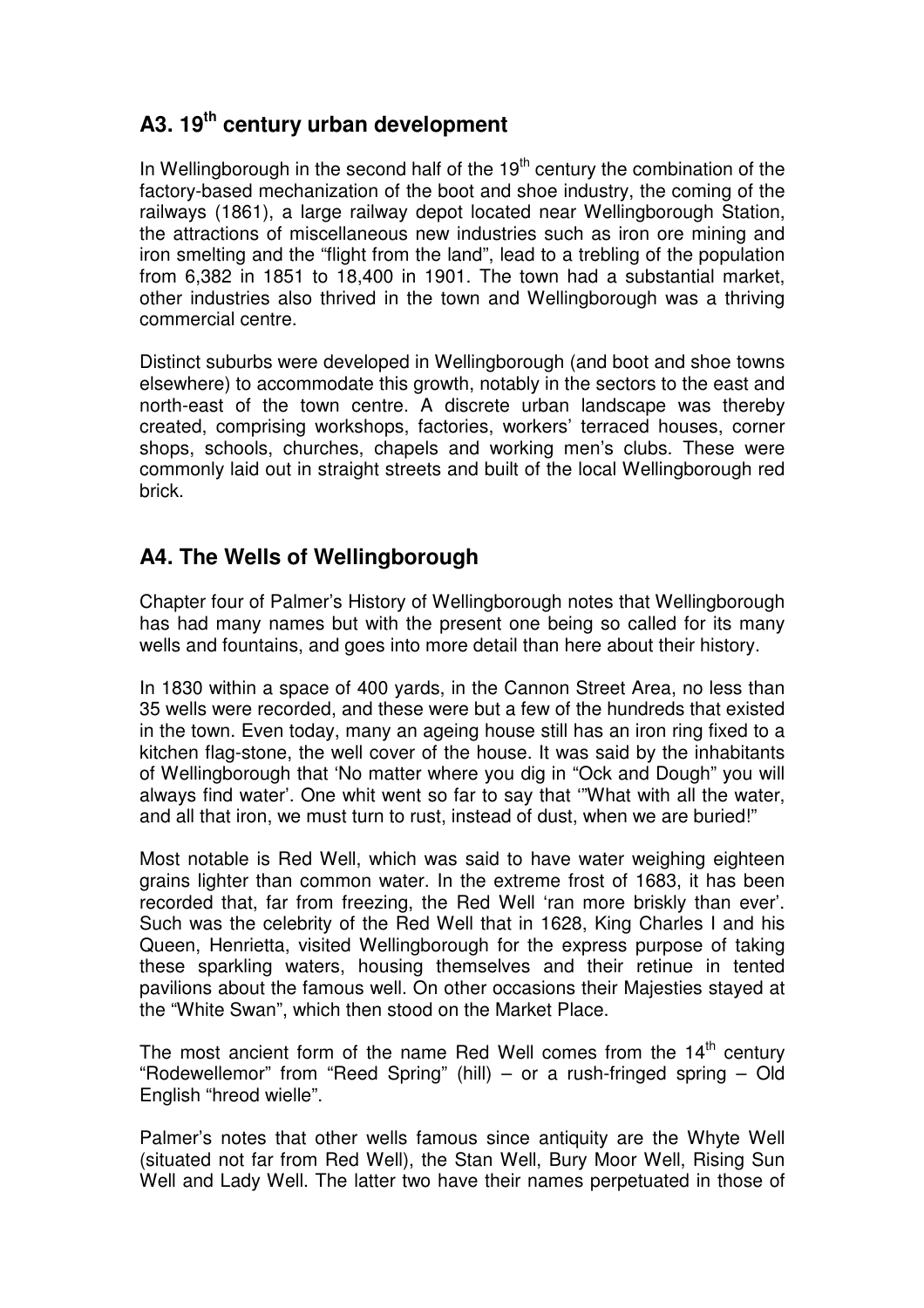## A3. 19th century urban development

In Wellingborough in the second half of the 19th century the combination of the factory-based mechanization of the boot and shoe industry, the coming of the railways (1861), a large railway depot located near Wellingborough Station, the attractions of miscellaneous new industries such as iron ore mining and iron smelting and the "flight from the land", lead to a trebling of the population from 6,382 in 1851 to 18,400 in 1901. The town had a substantial market, other industries also thrived in the town and Wellingborough was a thriving commercial centre.

Distinct suburbs were developed in Wellingborough (and boot and shoe towns elsewhere) to accommodate this growth, notably in the sectors to the east and north-east of the town centre. A discrete urban landscape was thereby created, comprising workshops, factories, workers' terraced houses, corner shops, schools, churches, chapels and working men's clubs. These were commonly laid out in straight streets and built of the local Wellingborough red brick.

## A4. The Wells of Wellingborough

Chapter four of Palmer's History of Wellingborough notes that Wellingborough has had many names but with the present one being so called for its many wells and fountains, and goes into more detail than here about their history.

In 1830 within a space of 400 yards, in the Cannon Street Area, no less than 35 wells were recorded, and these were but a few of the hundreds that existed in the town. Even today, many an ageing house still has an iron ring fixed to a kitchen flag-stone, the well cover of the house. It was said by the inhabitants of Wellingborough that 'No matter where you dig in "Ock and Dough" you will always find water'. One whit went so far to say that '"What with all the water, and all that iron, we must turn to rust, instead of dust, when we are buried!"

Most notable is Red Well, which was said to have water weighing eighteen grains lighter than common water. In the extreme frost of 1683, it has been recorded that, far from freezing, the Red Well 'ran more briskly than ever'. Such was the celebrity of the Red Well that in 1628, King Charles I and his Queen, Henrietta, visited Wellingborough for the express purpose of taking these sparkling waters, housing themselves and their retinue in tented pavilions about the famous well. On other occasions their Majesties stayed at the "White Swan", which then stood on the Market Place.

The most ancient form of the name Red Well comes from the 14th century "Rodewellemor" from "Reed Spring" (hill) – or a rush-fringed spring – Old English "hreod wielle".

Palmer's notes that other wells famous since antiquity are the Whyte Well (situated not far from Red Well), the Stan Well, Bury Moor Well, Rising Sun Well and Lady Well. The latter two have their names perpetuated in those of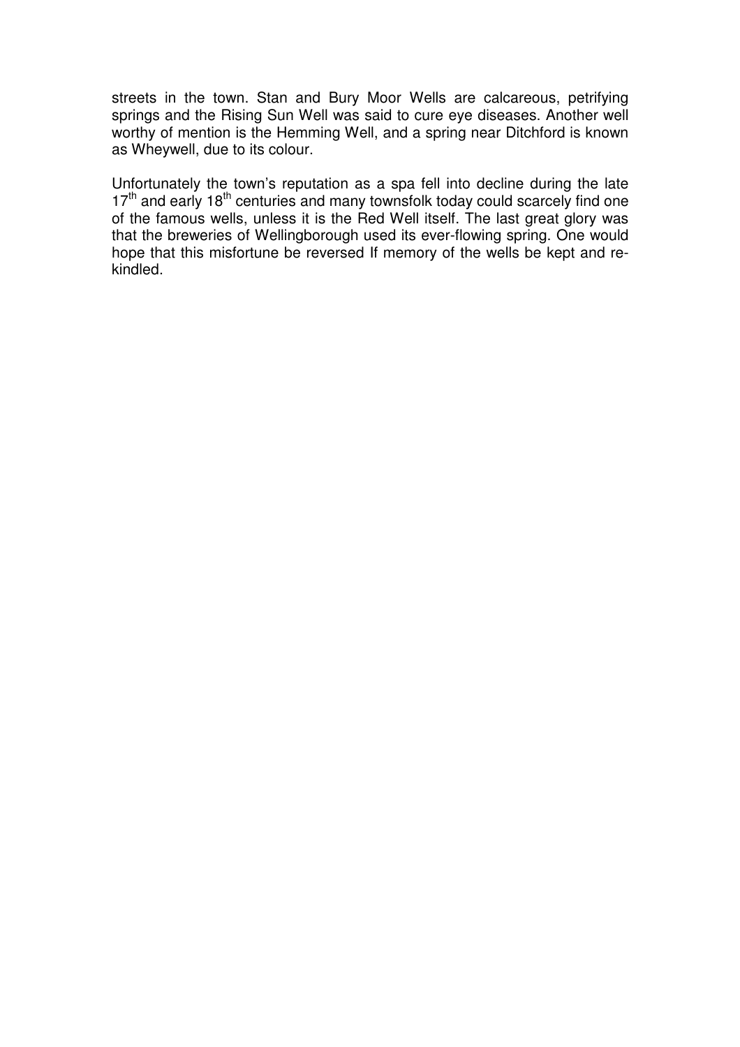streets in the town. Stan and Bury Moor Wells are calcareous, petrifying springs and the Rising Sun Well was said to cure eye diseases. Another well worthy of mention is the Hemming Well, and a spring near Ditchford is known as Wheywell, due to its colour.

Unfortunately the town's reputation as a spa fell into decline during the late 17th and early 18th centuries and many townsfolk today could scarcely find one of the famous wells, unless it is the Red Well itself. The last great glory was that the breweries of Wellingborough used its ever-flowing spring. One would hope that this misfortune be reversed If memory of the wells be kept and re-kindled.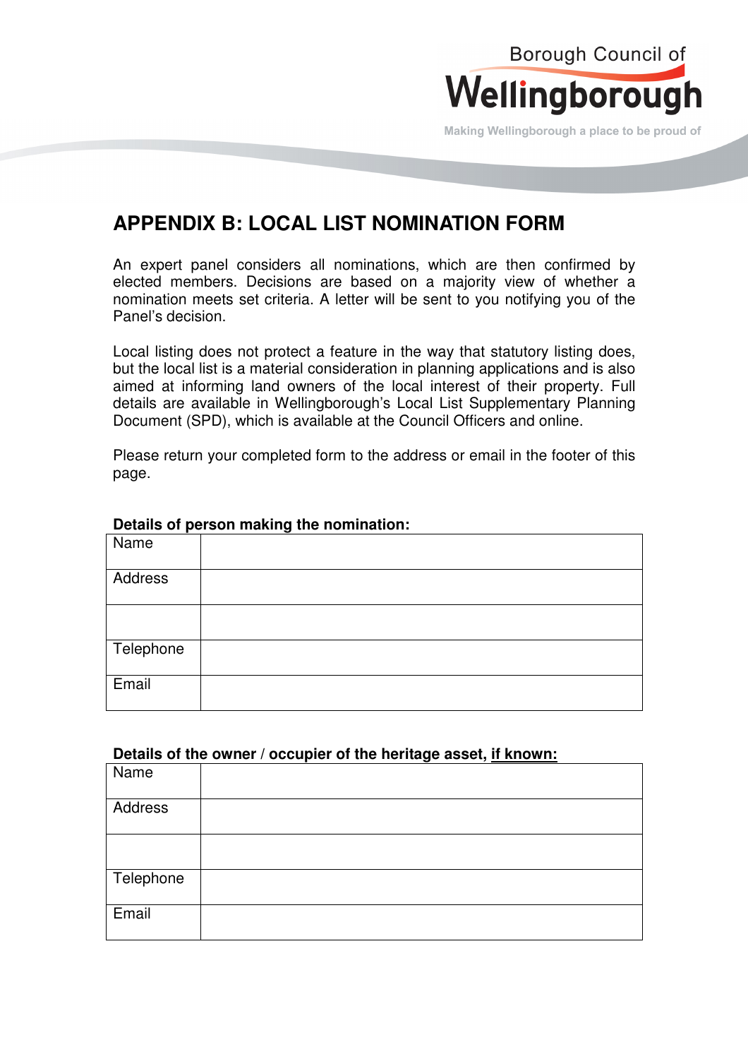# APPENDIX B: LOCAL LIST NOMINATION FORM

An expert panel considers all nominations, which are then confirmed by elected members. Decisions are based on a majority view of whether a nomination meets set criteria. A letter will be sent to you notifying you of the Panel's decision.

Local listing does not protect a feature in the way that statutory listing does, but the local list is a material consideration in planning applications and is also aimed at informing land owners of the local interest of their property. Full details are available in Wellingborough's Local List Supplementary Planning Document (SPD), which is available at the Council Officers and online.

Please return your completed form to the address or email in the footer of this page.

**Details of person making the nomination:**

| Name | |
|---|---|
| Address | |
| | |
| Telephone | |
| Email | |

**Details of the owner / occupier of the heritage asset, <u>if known:</u>**

| Name | |
|---|---|
| Address | |
| | |
| Telephone | |
| Email | |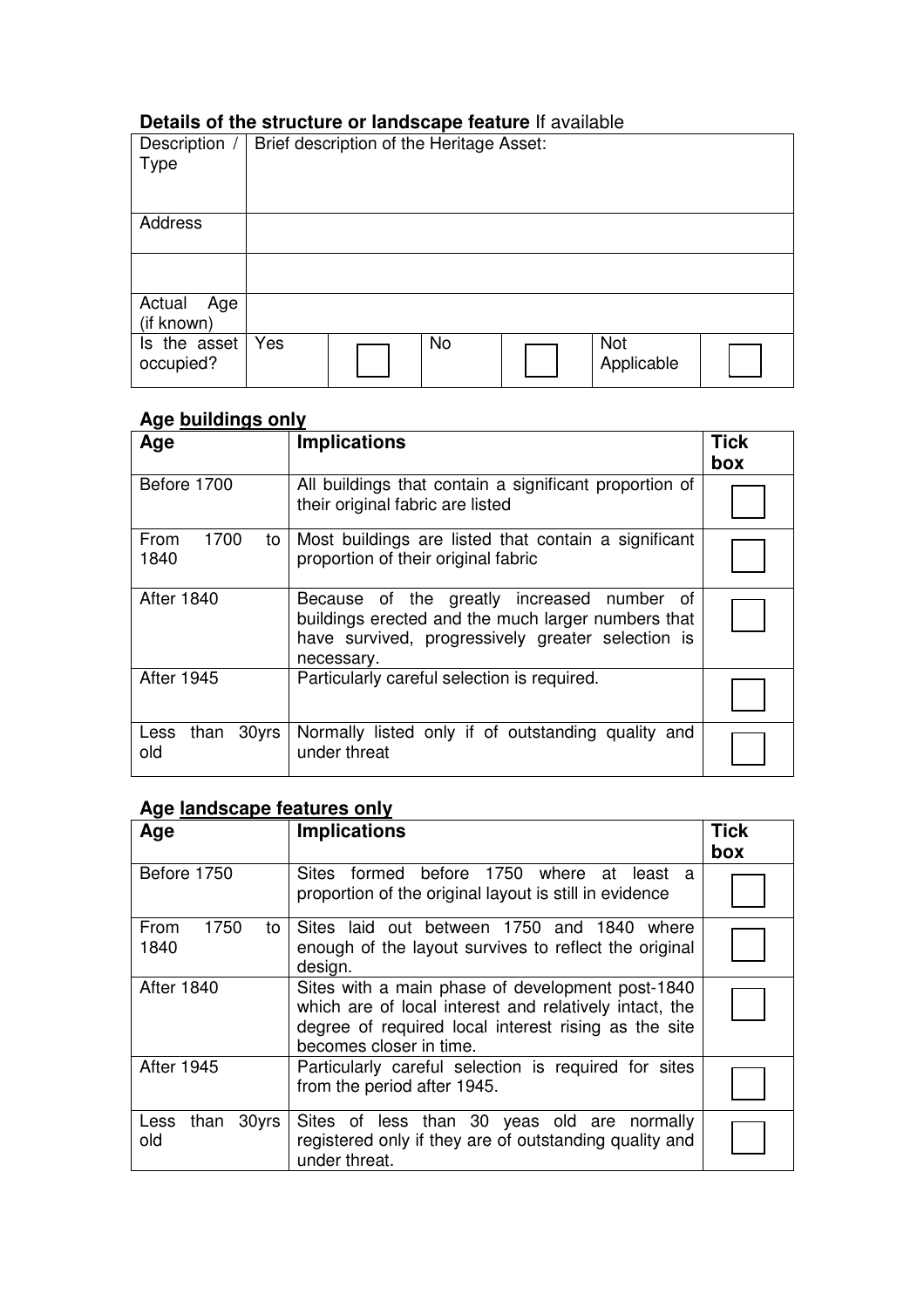### **Details of the structure or landscape feature** If available

| Description / Type | Brief description of the Heritage Asset: | | | | | |
|---|---|---|---|---|---|---|
| Address | | | | | | |
| | | | | | | |
| Actual Age (if known) | | | | | | |
| Is the asset occupied? | Yes | ☐ | No | ☐ | Not Applicable | ☐ |

### **Age <u>buildings only</u>**

| Age | Implications | Tick box |
|---|---|---|
| Before 1700 | All buildings that contain a significant proportion of their original fabric are listed | ☐ |
| From 1700 to 1840 | Most buildings are listed that contain a significant proportion of their original fabric | ☐ |
| After 1840 | Because of the greatly increased number of buildings erected and the much larger numbers that have survived, progressively greater selection is necessary. | ☐ |
| After 1945 | Particularly careful selection is required. | ☐ |
| Less than 30yrs old | Normally listed only if of outstanding quality and under threat | ☐ |

### **Age <u>landscape features only</u>**

| Age | Implications | Tick box |
|---|---|---|
| Before 1750 | Sites formed before 1750 where at least a proportion of the original layout is still in evidence | ☐ |
| From 1750 to 1840 | Sites laid out between 1750 and 1840 where enough of the layout survives to reflect the original design. | ☐ |
| After 1840 | Sites with a main phase of development post-1840 which are of local interest and relatively intact, the degree of required local interest rising as the site becomes closer in time. | ☐ |
| After 1945 | Particularly careful selection is required for sites from the period after 1945. | ☐ |
| Less than 30yrs old | Sites of less than 30 yeas old are normally registered only if they are of outstanding quality and under threat. | ☐ |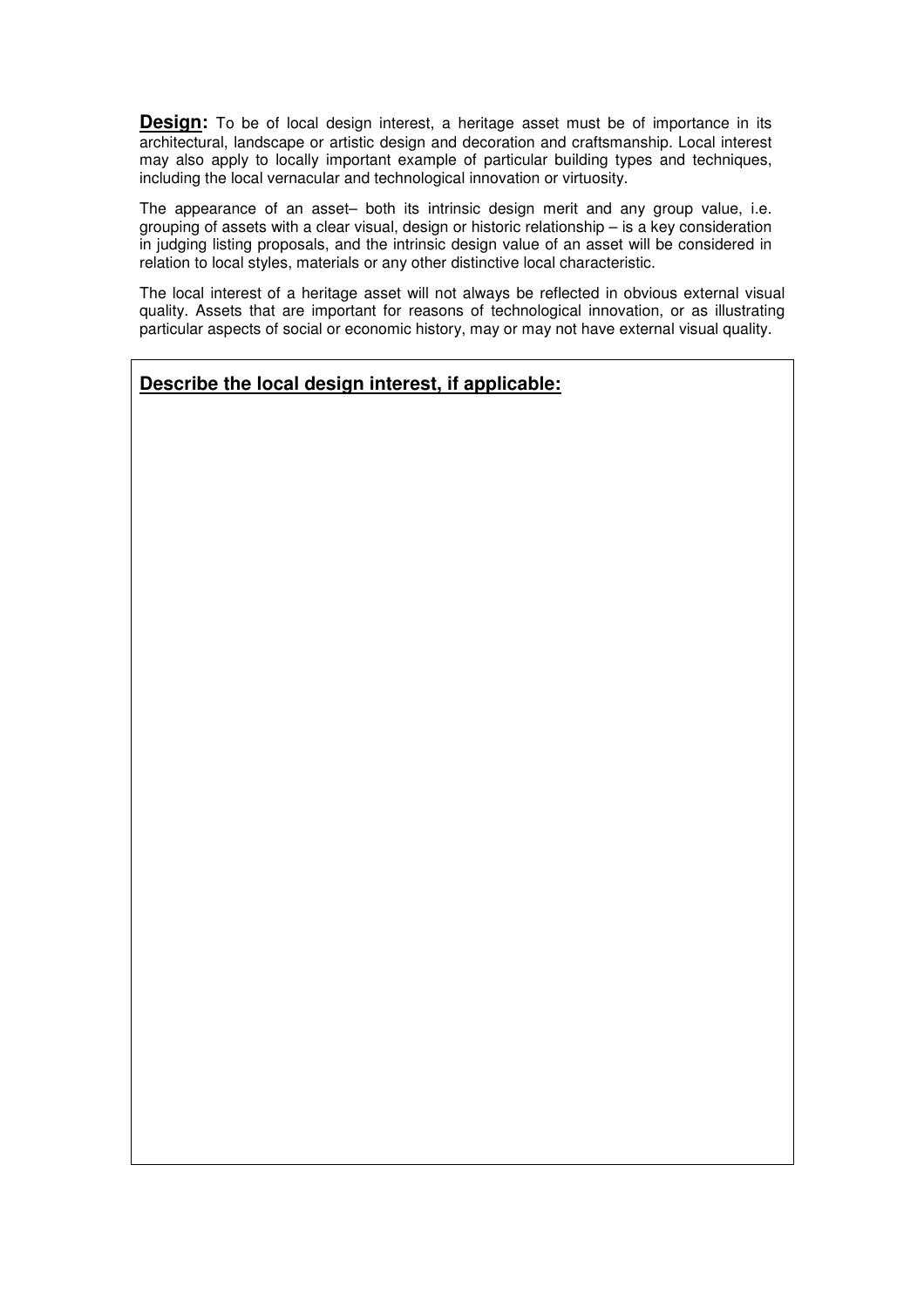**Design:** To be of local design interest, a heritage asset must be of importance in its architectural, landscape or artistic design and decoration and craftsmanship. Local interest may also apply to locally important example of particular building types and techniques, including the local vernacular and technological innovation or virtuosity.

The appearance of an asset– both its intrinsic design merit and any group value, i.e. grouping of assets with a clear visual, design or historic relationship – is a key consideration in judging listing proposals, and the intrinsic design value of an asset will be considered in relation to local styles, materials or any other distinctive local characteristic.

The local interest of a heritage asset will not always be reflected in obvious external visual quality. Assets that are important for reasons of technological innovation, or as illustrating particular aspects of social or economic history, may or may not have external visual quality.

**Describe the local design interest, if applicable:**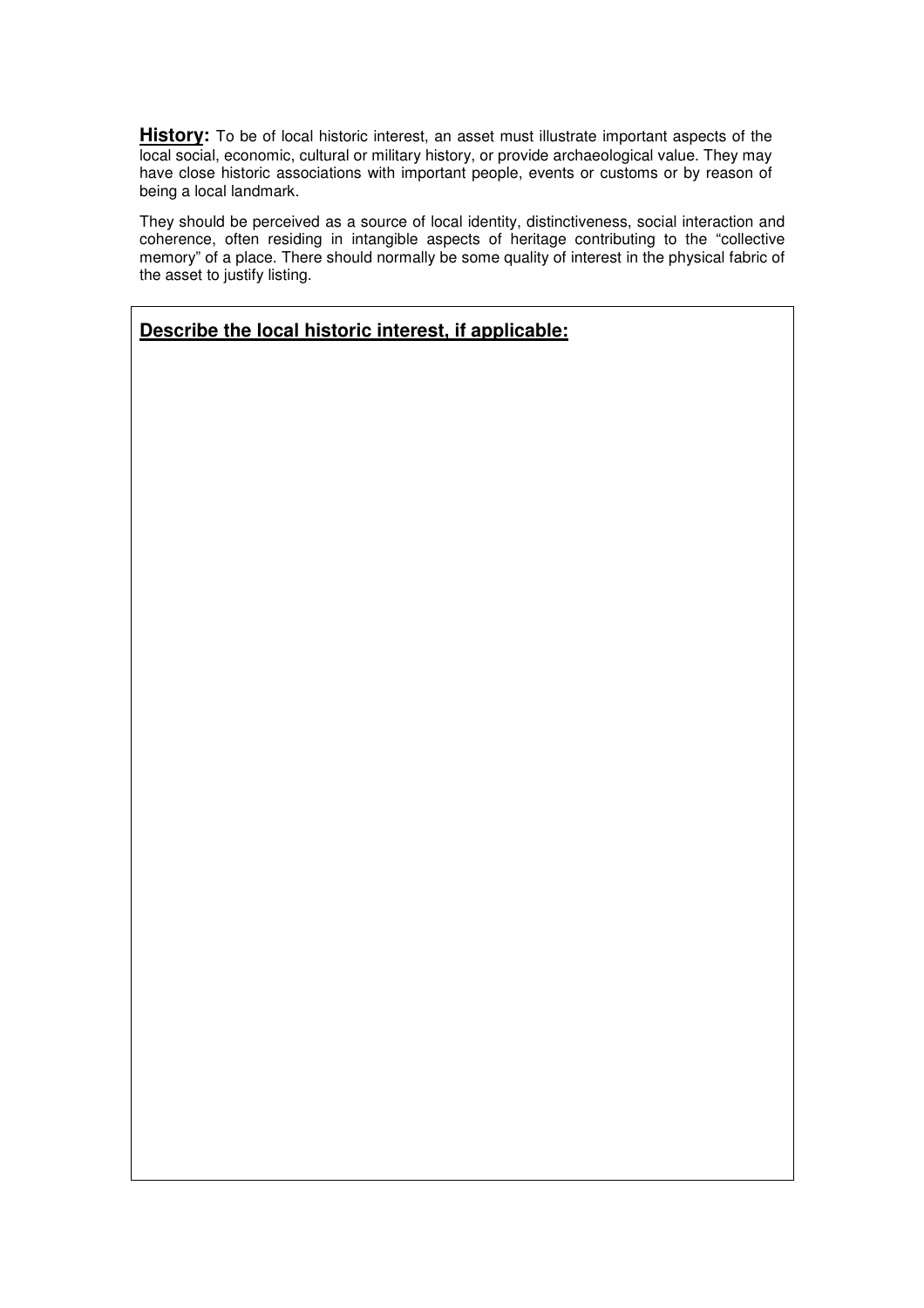**History:** To be of local historic interest, an asset must illustrate important aspects of the local social, economic, cultural or military history, or provide archaeological value. They may have close historic associations with important people, events or customs or by reason of being a local landmark.

They should be perceived as a source of local identity, distinctiveness, social interaction and coherence, often residing in intangible aspects of heritage contributing to the "collective memory" of a place. There should normally be some quality of interest in the physical fabric of the asset to justify listing.

**Describe the local historic interest, if applicable:**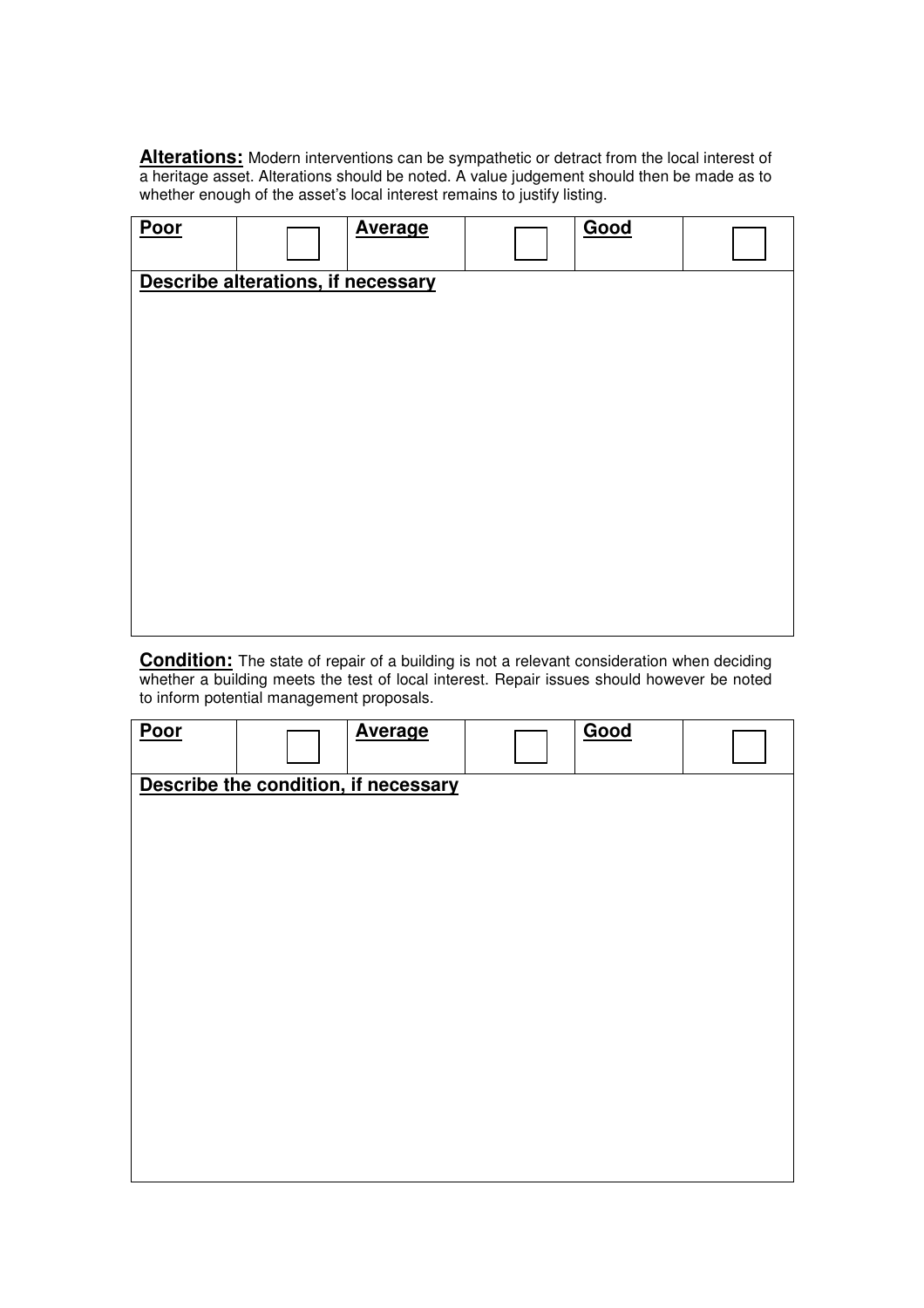**Alterations:** Modern interventions can be sympathetic or detract from the local interest of a heritage asset. Alterations should be noted. A value judgement should then be made as to whether enough of the asset's local interest remains to justify listing.

| **Poor** | ☐ | **Average** | ☐ | **Good** | ☐ |
|---|---|---|---|---|---|
| **Describe alterations, if necessary** | | | | | |

**Condition:** The state of repair of a building is not a relevant consideration when deciding whether a building meets the test of local interest. Repair issues should however be noted to inform potential management proposals.

| **Poor** | ☐ | **Average** | ☐ | **Good** | ☐ |
|---|---|---|---|---|---|
| **Describe the condition, if necessary** | | | | | |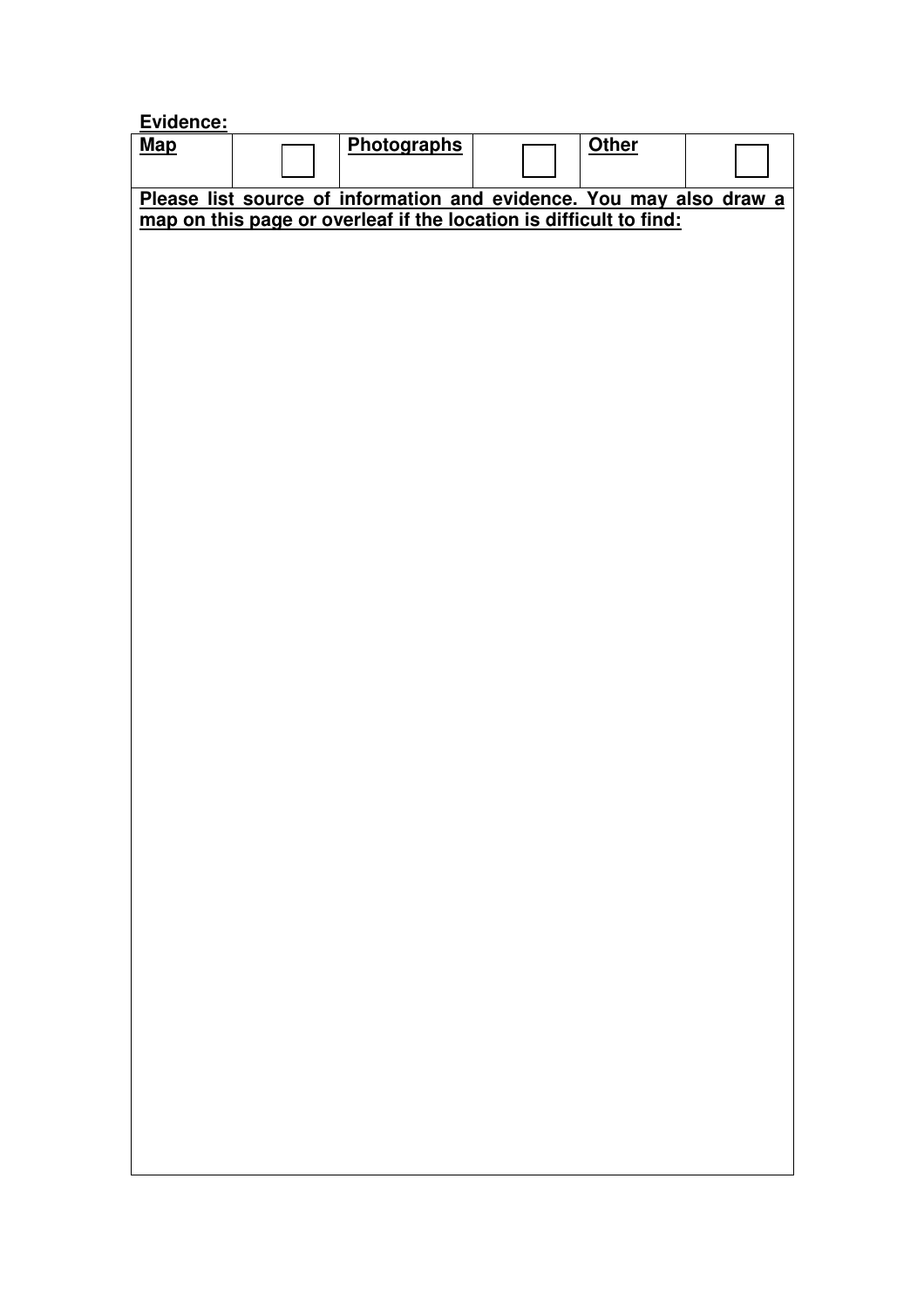**Evidence:**

| **Map** | ☐ | **Photographs** | ☐ | **Other** | ☐ |
|---|---|---|---|---|---|

**Please list source of information and evidence. You may also draw a map on this page or overleaf if the location is difficult to find:**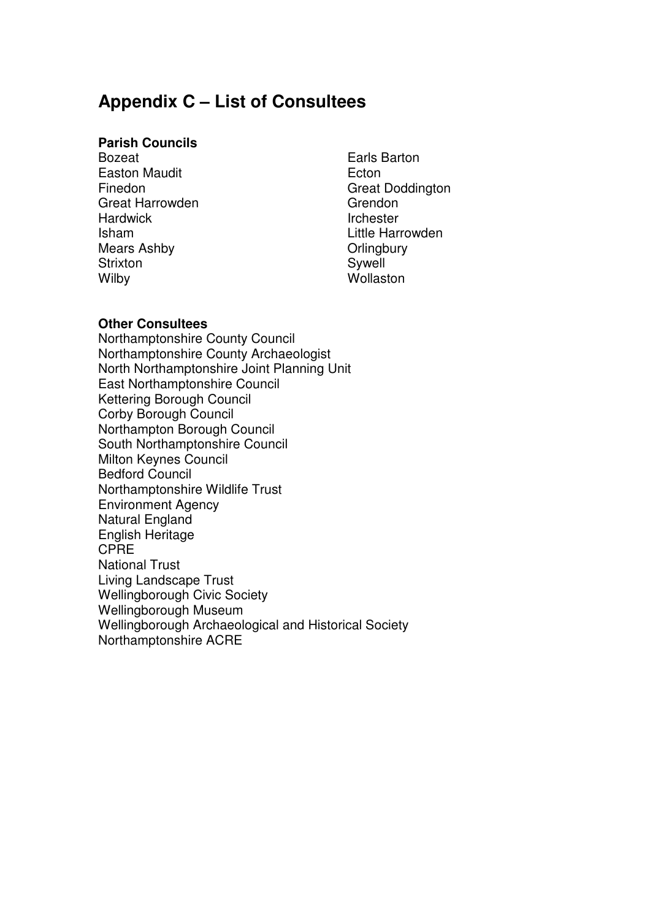# Appendix C – List of Consultees

**Parish Councils**

Bozeat
Easton Maudit
Finedon
Great Harrowden
Hardwick
Isham
Mears Ashby
Strixton
Wilby
Earls Barton
Ecton
Great Doddington
Grendon
Irchester
Little Harrowden
Orlingbury
Sywell
Wollaston

**Other Consultees**

Northamptonshire County Council
Northamptonshire County Archaeologist
North Northamptonshire Joint Planning Unit
East Northamptonshire Council
Kettering Borough Council
Corby Borough Council
Northampton Borough Council
South Northamptonshire Council
Milton Keynes Council
Bedford Council
Northamptonshire Wildlife Trust
Environment Agency
Natural England
English Heritage
CPRE
National Trust
Living Landscape Trust
Wellingborough Civic Society
Wellingborough Museum
Wellingborough Archaeological and Historical Society
Northamptonshire ACRE